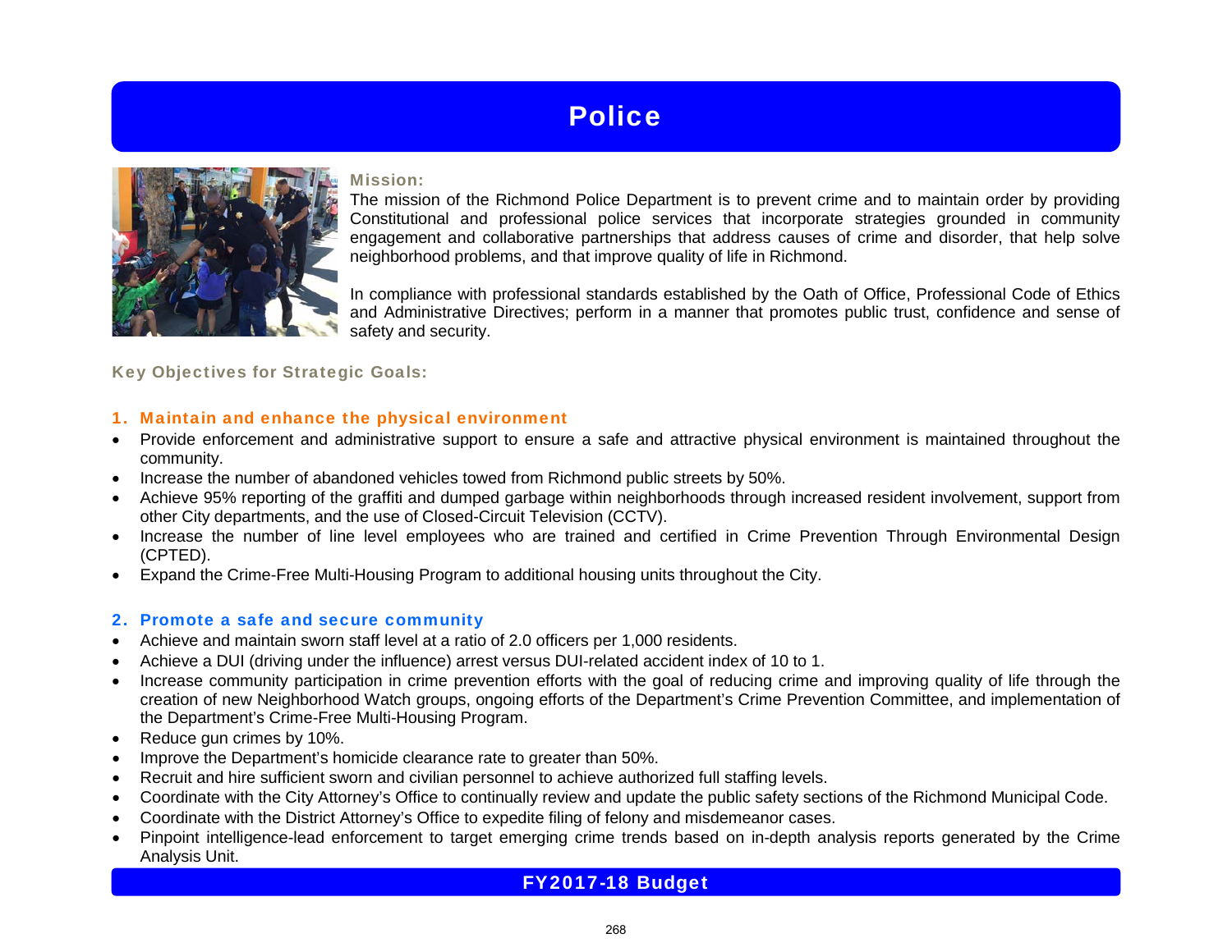# Police

### Mission:

The mission of the Richmond Police Department is to prevent crime and to maintain order by providing Constitutional and professional police services that incorporate strategies grounded in community engagement and collaborative partnerships that address causes of crime and disorder, that help solve neighborhood problems, and that improve quality of life in Richmond.

In compliance with professional standards established by the Oath of Office, Professional Code of Ethics and Administrative Directives; perform in a manner that promotes public trust, confidence and sense of safety and security.

### Key Objectives for Strategic Goals:

#### 1. Maintain and enhance the physical environment

- Provide enforcement and administrative support to ensure a safe and attractive physical environment is maintained throughout the community.
- Increase the number of abandoned vehicles towed from Richmond public streets by 50%.
- Achieve 95% reporting of the graffiti and dumped garbage within neighborhoods through increased resident involvement, support from other City departments, and the use of Closed-Circuit Television (CCTV).
- Increase the number of line level employees who are trained and certified in Crime Prevention Through Environmental Design (CPTED).
- Expand the Crime-Free Multi-Housing Program to additional housing units throughout the City.

#### 2. Promote a safe and secure community

- Achieve and maintain sworn staff level at a ratio of 2.0 officers per 1,000 residents.
- Achieve a DUI (driving under the influence) arrest versus DUI-related accident index of 10 to 1.
- Increase community participation in crime prevention efforts with the goal of reducing crime and improving quality of life through the creation of new Neighborhood Watch groups, ongoing efforts of the Department's Crime Prevention Committee, and implementation of the Department's Crime-Free Multi-Housing Program.
- Reduce gun crimes by 10%.
- Improve the Department's homicide clearance rate to greater than 50%.
- Recruit and hire sufficient sworn and civilian personnel to achieve authorized full staffing levels.
- Coordinate with the City Attorney's Office to continually review and update the public safety sections of the Richmond Municipal Code.
- Coordinate with the District Attorney's Office to expedite filing of felony and misdemeanor cases.
- Pinpoint intelligence-lead enforcement to target emerging crime trends based on in-depth analysis reports generated by the Crime Analysis Unit.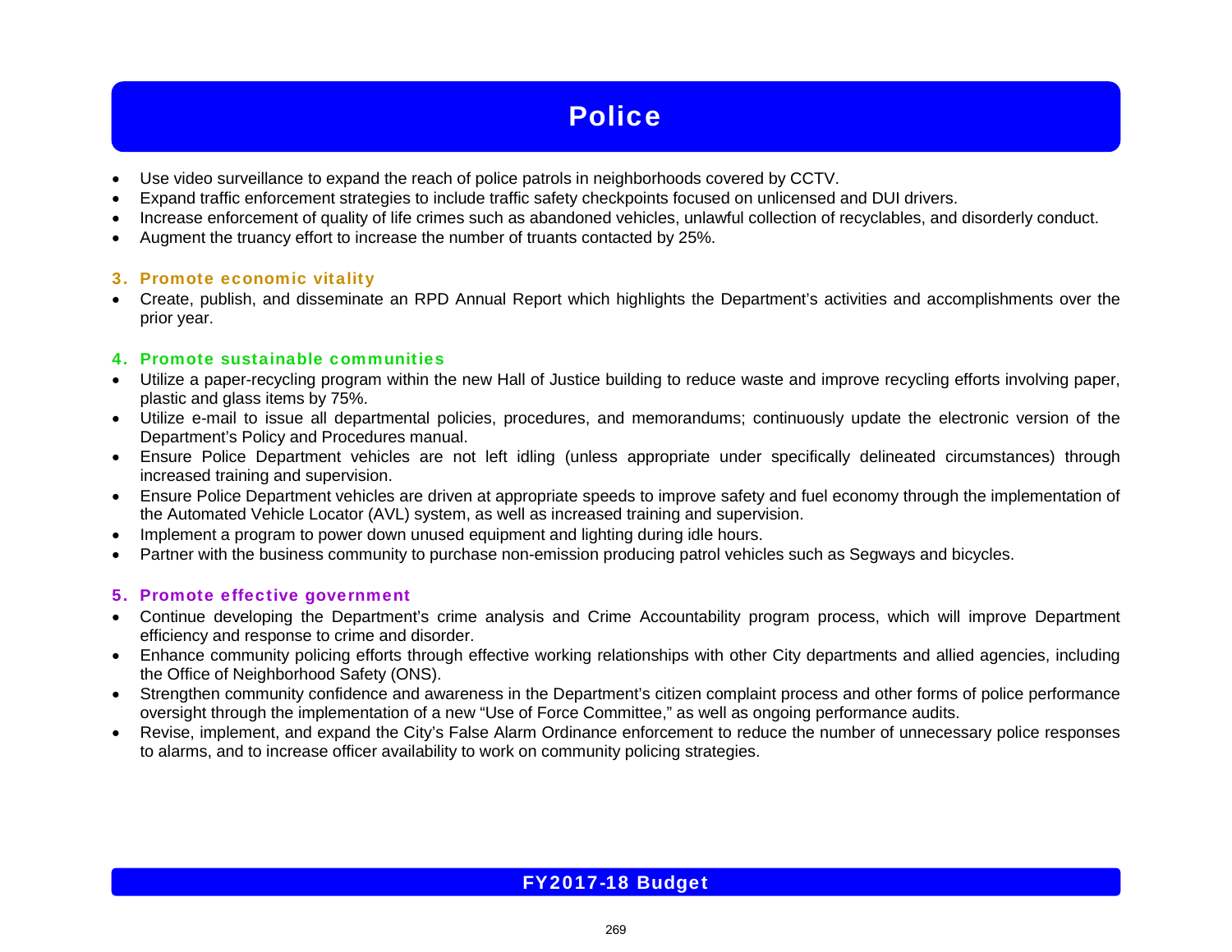# Police

- Use video surveillance to expand the reach of police patrols in neighborhoods covered by CCTV.
- Expand traffic enforcement strategies to include traffic safety checkpoints focused on unlicensed and DUI drivers.
- Increase enforcement of quality of life crimes such as abandoned vehicles, unlawful collection of recyclables, and disorderly conduct.
- Augment the truancy effort to increase the number of truants contacted by 25%.

### 3. Promote economic vitality

- Create, publish, and disseminate an RPD Annual Report which highlights the Department's activities and accomplishments over the prior year.

### 4. Promote sustainable communities

- Utilize a paper-recycling program within the new Hall of Justice building to reduce waste and improve recycling efforts involving paper, plastic and glass items by 75%.
- Utilize e-mail to issue all departmental policies, procedures, and memorandums; continuously update the electronic version of the Department's Policy and Procedures manual.
- Ensure Police Department vehicles are not left idling (unless appropriate under specifically delineated circumstances) through increased training and supervision.
- Ensure Police Department vehicles are driven at appropriate speeds to improve safety and fuel economy through the implementation of the Automated Vehicle Locator (AVL) system, as well as increased training and supervision.
- Implement a program to power down unused equipment and lighting during idle hours.
- Partner with the business community to purchase non-emission producing patrol vehicles such as Segways and bicycles.

### 5. Promote effective government

- Continue developing the Department's crime analysis and Crime Accountability program process, which will improve Department efficiency and response to crime and disorder.
- Enhance community policing efforts through effective working relationships with other City departments and allied agencies, including the Office of Neighborhood Safety (ONS).
- Strengthen community confidence and awareness in the Department's citizen complaint process and other forms of police performance oversight through the implementation of a new "Use of Force Committee," as well as ongoing performance audits.
- Revise, implement, and expand the City's False Alarm Ordinance enforcement to reduce the number of unnecessary police responses to alarms, and to increase officer availability to work on community policing strategies.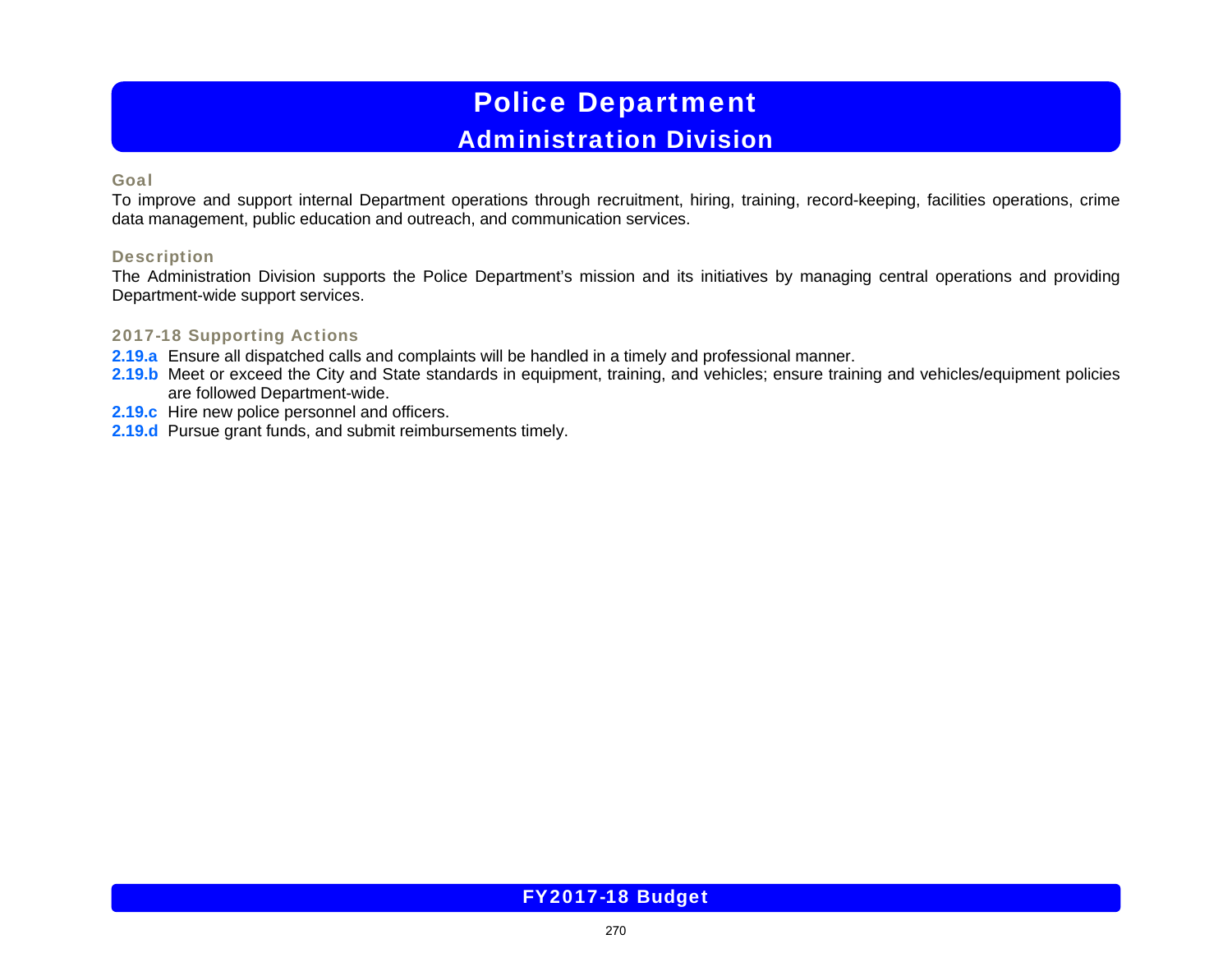# Police Department

## Administration Division

### Goal

To improve and support internal Department operations through recruitment, hiring, training, record-keeping, facilities operations, crime data management, public education and outreach, and communication services.

### Description

The Administration Division supports the Police Department's mission and its initiatives by managing central operations and providing Department-wide support services.

### 2017-18 Supporting Actions

**2.19.a** Ensure all dispatched calls and complaints will be handled in a timely and professional manner.

**2.19.b** Meet or exceed the City and State standards in equipment, training, and vehicles; ensure training and vehicles/equipment policies are followed Department-wide.

**2.19.c** Hire new police personnel and officers.

**2.19.d** Pursue grant funds, and submit reimbursements timely.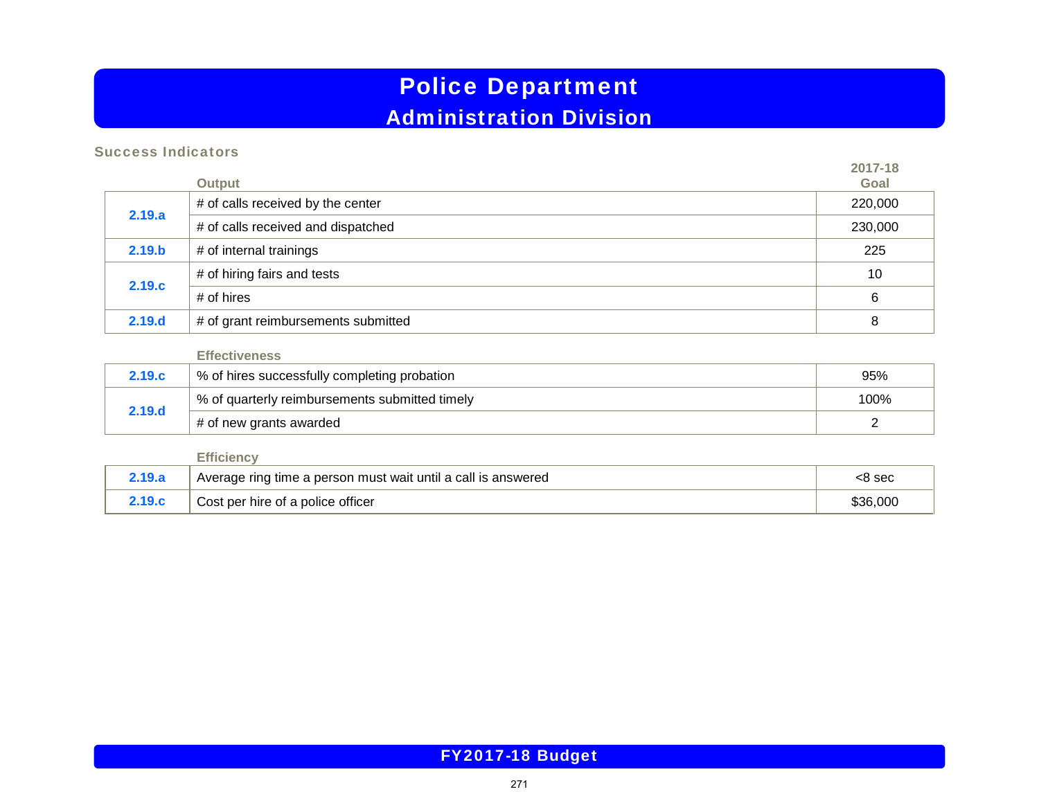# Police Department

## Administration Division

### Success Indicators

| | Output | 2017-18 Goal |
|---|---|---|
| 2.19.a | # of calls received by the center | 220,000 |
| | # of calls received and dispatched | 230,000 |
| 2.19.b | # of internal trainings | 225 |
| 2.19.c | # of hiring fairs and tests | 10 |
| | # of hires | 6 |
| 2.19.d | # of grant reimbursements submitted | 8 |

| | Effectiveness | |
|---|---|---|
| 2.19.c | % of hires successfully completing probation | 95% |
| 2.19.d | % of quarterly reimbursements submitted timely | 100% |
| | # of new grants awarded | 2 |

| | Efficiency | |
|---|---|---|
| 2.19.a | Average ring time a person must wait until a call is answered | <8 sec |
| 2.19.c | Cost per hire of a police officer | $36,000 |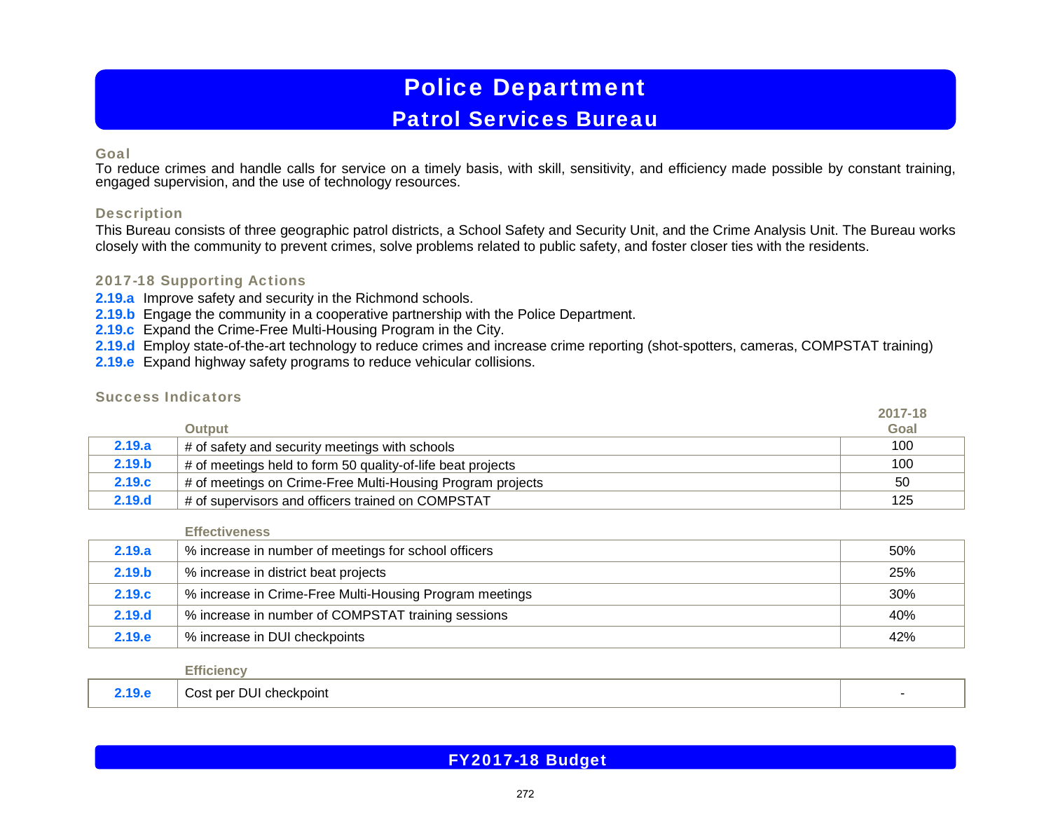# Police Department

## Patrol Services Bureau

### Goal

To reduce crimes and handle calls for service on a timely basis, with skill, sensitivity, and efficiency made possible by constant training, engaged supervision, and the use of technology resources.

### Description

This Bureau consists of three geographic patrol districts, a School Safety and Security Unit, and the Crime Analysis Unit. The Bureau works closely with the community to prevent crimes, solve problems related to public safety, and foster closer ties with the residents.

### 2017-18 Supporting Actions

**2.19.a** Improve safety and security in the Richmond schools.
**2.19.b** Engage the community in a cooperative partnership with the Police Department.
**2.19.c** Expand the Crime-Free Multi-Housing Program in the City.
**2.19.d** Employ state-of-the-art technology to reduce crimes and increase crime reporting (shot-spotters, cameras, COMPSTAT training)
**2.19.e** Expand highway safety programs to reduce vehicular collisions.

### Success Indicators

| | Output | 2017-18 Goal |
|---|---|---|
| **2.19.a** | # of safety and security meetings with schools | 100 |
| **2.19.b** | # of meetings held to form 50 quality-of-life beat projects | 100 |
| **2.19.c** | # of meetings on Crime-Free Multi-Housing Program projects | 50 |
| **2.19.d** | # of supervisors and officers trained on COMPSTAT | 125 |

| | Effectiveness | |
|---|---|---|
| **2.19.a** | % increase in number of meetings for school officers | 50% |
| **2.19.b** | % increase in district beat projects | 25% |
| **2.19.c** | % increase in Crime-Free Multi-Housing Program meetings | 30% |
| **2.19.d** | % increase in number of COMPSTAT training sessions | 40% |
| **2.19.e** | % increase in DUI checkpoints | 42% |

| | Efficiency | |
|---|---|---|
| **2.19.e** | Cost per DUI checkpoint | - |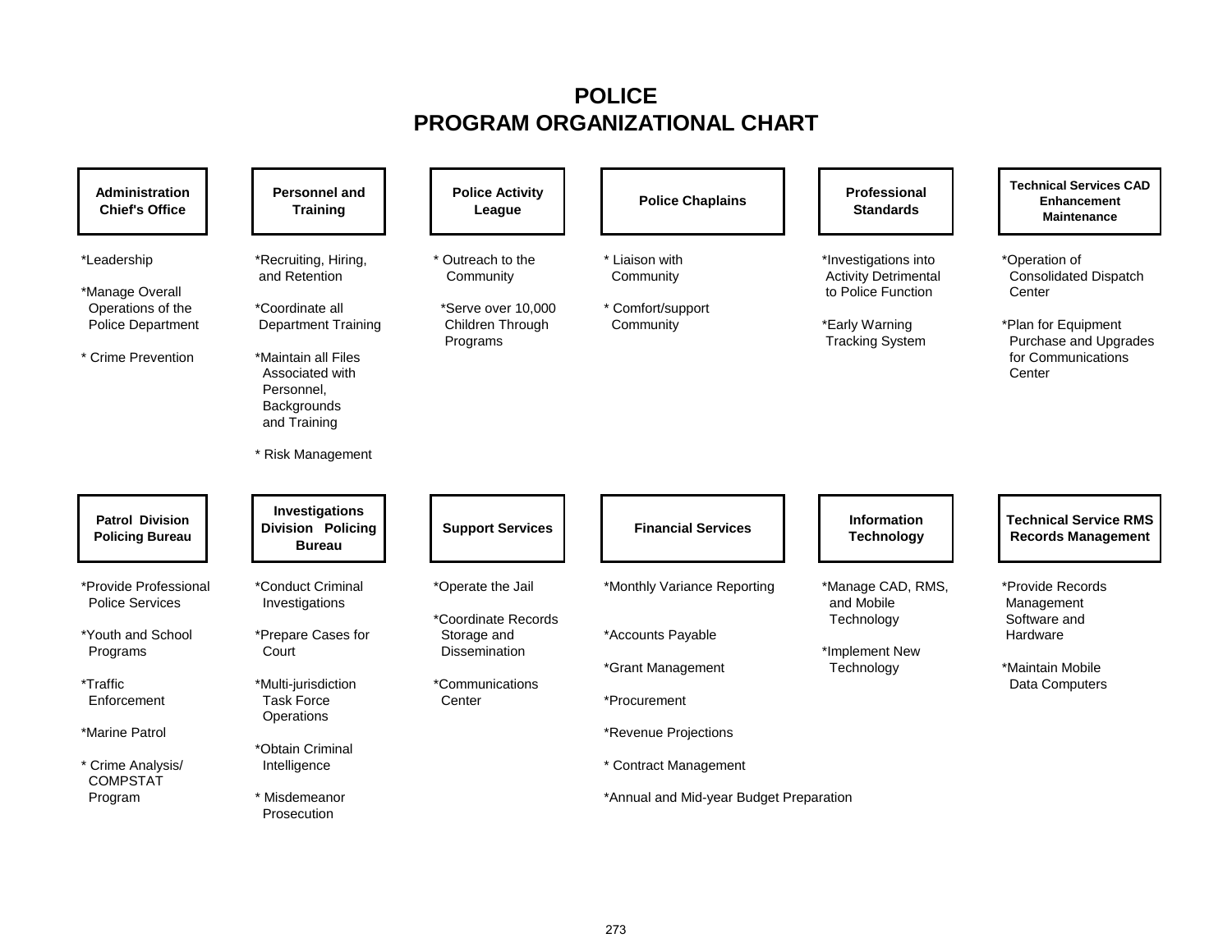# POLICE
## PROGRAM ORGANIZATIONAL CHART

### Administration Chief's Office

*Leadership

*Manage Overall Operations of the Police Department

* Crime Prevention

### Personnel and Training

*Recruiting, Hiring, and Retention

*Coordinate all Department Training

*Maintain all Files Associated with Personnel, Backgrounds and Training

* Risk Management

### Police Activity League

* Outreach to the Community

*Serve over 10,000 Children Through Programs

### Police Chaplains

* Liaison with Community

* Comfort/support Community

### Professional Standards

*Investigations into Activity Detrimental to Police Function

*Early Warning Tracking System

### Technical Services CAD Enhancement Maintenance

*Operation of Consolidated Dispatch Center

*Plan for Equipment Purchase and Upgrades for Communications Center

### Patrol Division Policing Bureau

*Provide Professional Police Services

*Youth and School Programs

*Traffic Enforcement

*Marine Patrol

* Crime Analysis/ COMPSTAT Program

### Investigations Division Policing Bureau

*Conduct Criminal Investigations

*Prepare Cases for Court

*Multi-jurisdiction Task Force Operations

*Obtain Criminal Intelligence

* Misdemeanor Prosecution

### Support Services

*Operate the Jail

*Coordinate Records Storage and Dissemination

*Communications Center

### Financial Services

*Monthly Variance Reporting

*Accounts Payable

*Grant Management

*Procurement

*Revenue Projections

* Contract Management

*Annual and Mid-year Budget Preparation

### Information Technology

*Manage CAD, RMS, and Mobile Technology

*Implement New Technology

### Technical Service RMS Records Management

*Provide Records Management Software and Hardware

*Maintain Mobile Data Computers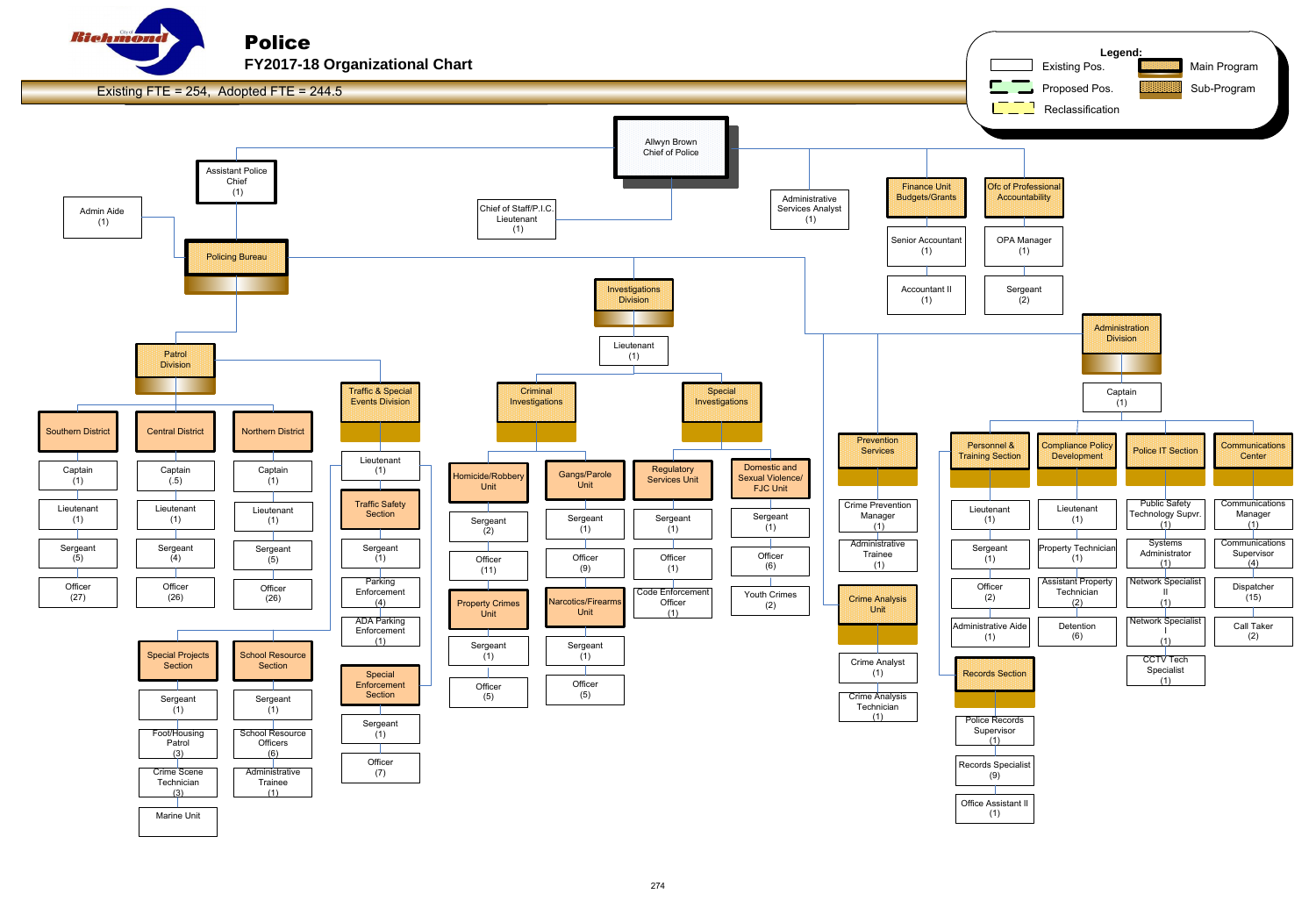# Police

## FY2017-18 Organizational Chart

Existing FTE = 254, Adopted FTE = 244.5

Legend:
Existing Pos.
Proposed Pos.
Reclassification
Main Program
Sub-Program

Allwyn Brown
Chief of Police

Assistant Police Chief
(1)

Admin Aide
(1)

Chief of Staff/P.I.C.
Lieutenant
(1)

Administrative Services Analyst
(1)

Finance Unit
Budgets/Grants

Senior Accountant
(1)

Accountant II
(1)

Ofc of Professional Accountability

OPA Manager
(1)

Sergeant
(2)

Policing Bureau

Investigations Division

Lieutenant
(1)

Patrol Division

Southern District
Captain (1)
Lieutenant (1)
Sergeant (5)
Officer (27)

Central District
Captain (.5)
Lieutenant (1)
Sergeant (4)
Officer (26)

Northern District
Captain (1)
Lieutenant (1)
Sergeant (5)
Officer (26)

Special Projects Section
Sergeant (1)
Foot/Housing Patrol (3)
Crime Scene Technician (3)
Marine Unit

School Resource Section
Sergeant (1)
School Resource Officers (6)
Administrative Trainee (1)

Traffic & Special Events Division
Lieutenant (1)

Traffic Safety Section
Sergeant (1)
Parking Enforcement (4)
ADA Parking Enforcement (1)

Special Enforcement Section
Sergeant (1)
Officer (7)

Criminal Investigations

Homicide/Robbery Unit
Sergeant (2)
Officer (11)

Property Crimes Unit
Sergeant (1)
Officer (5)

Gangs/Parole Unit
Sergeant (1)
Officer (9)

Narcotics/Firearms Unit
Sergeant (1)
Officer (5)

Special Investigations

Regulatory Services Unit
Sergeant (1)
Officer (1)
Code Enforcement Officer (1)

Domestic and Sexual Violence/ FJC Unit
Sergeant (1)
Officer (6)
Youth Crimes (2)

Prevention Services
Crime Prevention Manager (1)
Administrative Trainee (1)

Crime Analysis Unit
Crime Analyst (1)
Crime Analysis Technician (1)

Administration Division
Captain (1)

Personnel & Training Section
Lieutenant (1)
Sergeant (1)
Officer (2)
Administrative Aide (1)

Records Section
Police Records Supervisor (1)
Records Specialist (9)
Office Assistant II (1)

Compliance Policy Development
Lieutenant (1)
Property Technician (1)
Assistant Property Technician (2)
Detention (6)

Police IT Section
Public Safety Technology Supvr. (1)
Systems Administrator (1)
Network Specialist II (1)
Network Specialist I (1)
CCTV Tech Specialist (1)

Communications Center
Communications Manager (1)
Communications Supervisor (4)
Dispatcher (15)
Call Taker (2)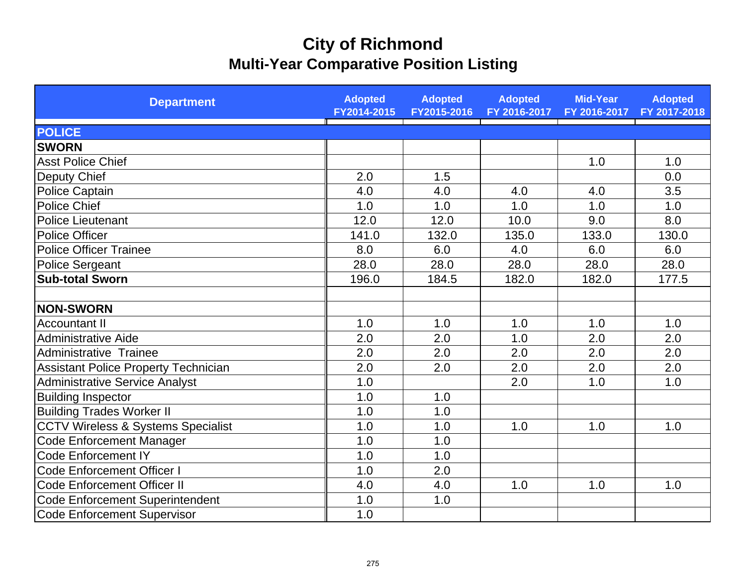# City of Richmond
## Multi-Year Comparative Position Listing

| Department | Adopted FY2014-2015 | Adopted FY2015-2016 | Adopted FY 2016-2017 | Mid-Year FY 2016-2017 | Adopted FY 2017-2018 |
|---|---|---|---|---|---|
| **POLICE** | | | | | |
| **SWORN** | | | | | |
| Asst Police Chief | | | | 1.0 | 1.0 |
| Deputy Chief | 2.0 | 1.5 | | | 0.0 |
| Police Captain | 4.0 | 4.0 | 4.0 | 4.0 | 3.5 |
| Police Chief | 1.0 | 1.0 | 1.0 | 1.0 | 1.0 |
| Police Lieutenant | 12.0 | 12.0 | 10.0 | 9.0 | 8.0 |
| Police Officer | 141.0 | 132.0 | 135.0 | 133.0 | 130.0 |
| Police Officer Trainee | 8.0 | 6.0 | 4.0 | 6.0 | 6.0 |
| Police Sergeant | 28.0 | 28.0 | 28.0 | 28.0 | 28.0 |
| **Sub-total Sworn** | 196.0 | 184.5 | 182.0 | 182.0 | 177.5 |
| | | | | | |
| **NON-SWORN** | | | | | |
| Accountant II | 1.0 | 1.0 | 1.0 | 1.0 | 1.0 |
| Administrative Aide | 2.0 | 2.0 | 1.0 | 2.0 | 2.0 |
| Administrative Trainee | 2.0 | 2.0 | 2.0 | 2.0 | 2.0 |
| Assistant Police Property Technician | 2.0 | 2.0 | 2.0 | 2.0 | 2.0 |
| Administrative Service Analyst | 1.0 | | 2.0 | 1.0 | 1.0 |
| Building Inspector | 1.0 | 1.0 | | | |
| Building Trades Worker II | 1.0 | 1.0 | | | |
| CCTV Wireless & Systems Specialist | 1.0 | 1.0 | 1.0 | 1.0 | 1.0 |
| Code Enforcement Manager | 1.0 | 1.0 | | | |
| Code Enforcement IY | 1.0 | 1.0 | | | |
| Code Enforcement Officer I | 1.0 | 2.0 | | | |
| Code Enforcement Officer II | 4.0 | 4.0 | 1.0 | 1.0 | 1.0 |
| Code Enforcement Superintendent | 1.0 | 1.0 | | | |
| Code Enforcement Supervisor | 1.0 | | | | |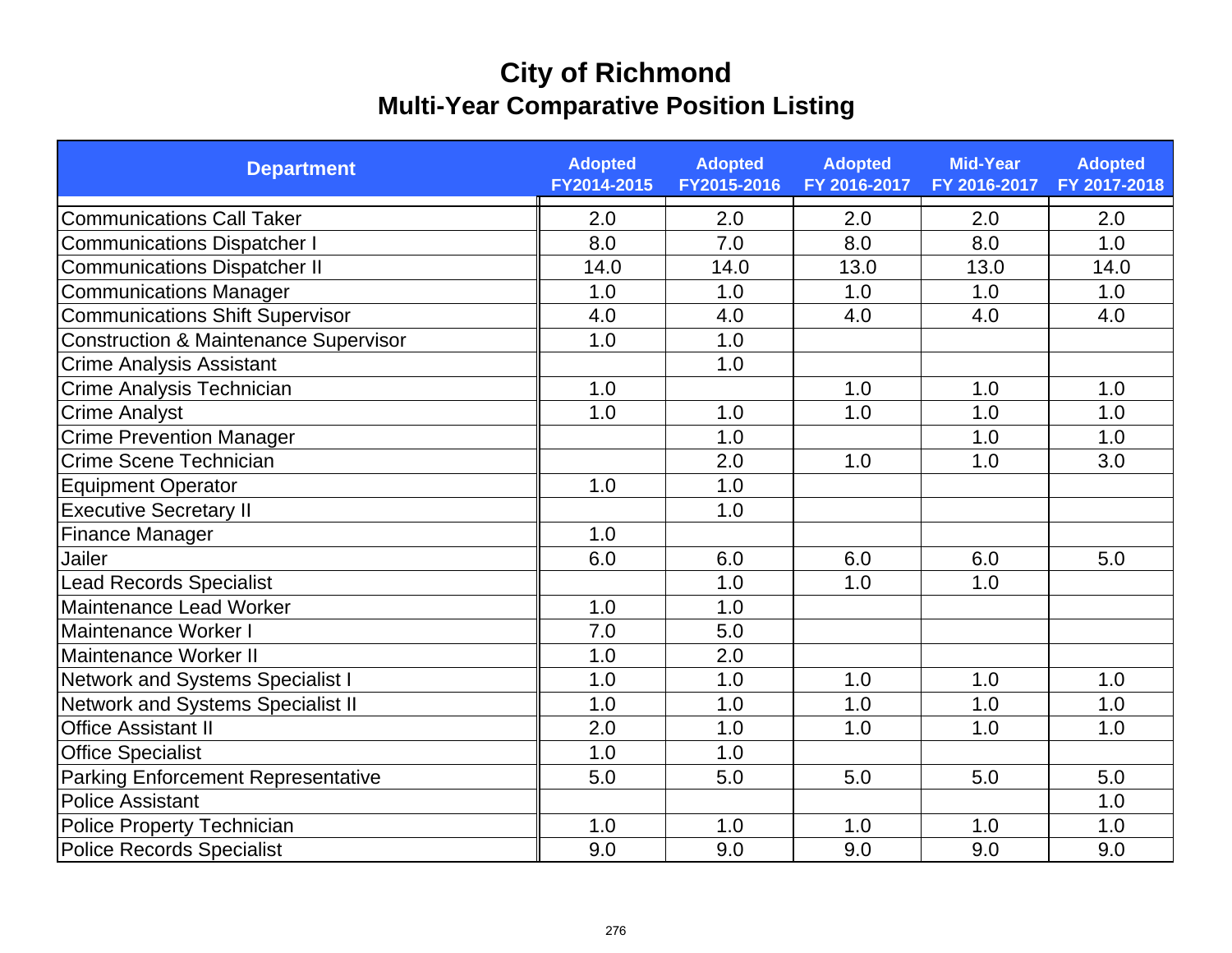# City of Richmond
## Multi-Year Comparative Position Listing

| Department | Adopted FY2014-2015 | Adopted FY2015-2016 | Adopted FY 2016-2017 | Mid-Year FY 2016-2017 | Adopted FY 2017-2018 |
|---|---|---|---|---|---|
| Communications Call Taker | 2.0 | 2.0 | 2.0 | 2.0 | 2.0 |
| Communications Dispatcher I | 8.0 | 7.0 | 8.0 | 8.0 | 1.0 |
| Communications Dispatcher II | 14.0 | 14.0 | 13.0 | 13.0 | 14.0 |
| Communications Manager | 1.0 | 1.0 | 1.0 | 1.0 | 1.0 |
| Communications Shift Supervisor | 4.0 | 4.0 | 4.0 | 4.0 | 4.0 |
| Construction & Maintenance Supervisor | 1.0 | 1.0 | | | |
| Crime Analysis Assistant | | 1.0 | | | |
| Crime Analysis Technician | 1.0 | | 1.0 | 1.0 | 1.0 |
| Crime Analyst | 1.0 | 1.0 | 1.0 | 1.0 | 1.0 |
| Crime Prevention Manager | | 1.0 | | 1.0 | 1.0 |
| Crime Scene Technician | | 2.0 | 1.0 | 1.0 | 3.0 |
| Equipment Operator | 1.0 | 1.0 | | | |
| Executive Secretary II | | 1.0 | | | |
| Finance Manager | 1.0 | | | | |
| Jailer | 6.0 | 6.0 | 6.0 | 6.0 | 5.0 |
| Lead Records Specialist | | 1.0 | 1.0 | 1.0 | |
| Maintenance Lead Worker | 1.0 | 1.0 | | | |
| Maintenance Worker I | 7.0 | 5.0 | | | |
| Maintenance Worker II | 1.0 | 2.0 | | | |
| Network and Systems Specialist I | 1.0 | 1.0 | 1.0 | 1.0 | 1.0 |
| Network and Systems Specialist II | 1.0 | 1.0 | 1.0 | 1.0 | 1.0 |
| Office Assistant II | 2.0 | 1.0 | 1.0 | 1.0 | 1.0 |
| Office Specialist | 1.0 | 1.0 | | | |
| Parking Enforcement Representative | 5.0 | 5.0 | 5.0 | 5.0 | 5.0 |
| Police Assistant | | | | | 1.0 |
| Police Property Technician | 1.0 | 1.0 | 1.0 | 1.0 | 1.0 |
| Police Records Specialist | 9.0 | 9.0 | 9.0 | 9.0 | 9.0 |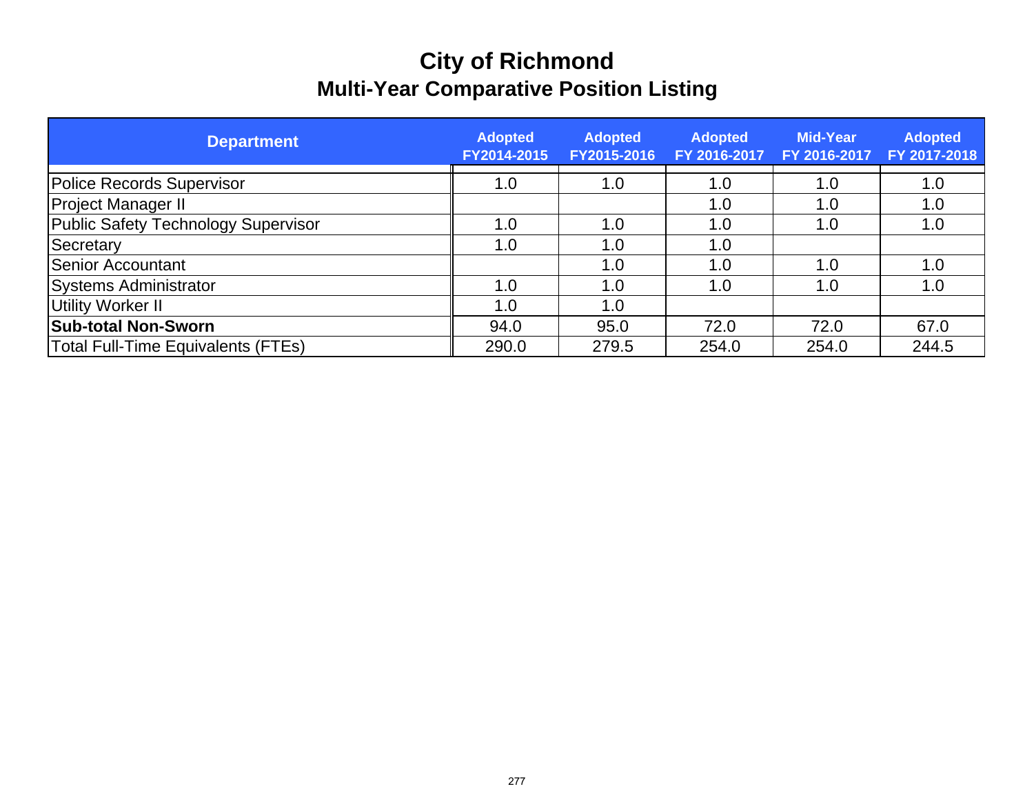# City of Richmond
## Multi-Year Comparative Position Listing

| Department | Adopted FY2014-2015 | Adopted FY2015-2016 | Adopted FY 2016-2017 | Mid-Year FY 2016-2017 | Adopted FY 2017-2018 |
|---|---|---|---|---|---|
| Police Records Supervisor | 1.0 | 1.0 | 1.0 | 1.0 | 1.0 |
| Project Manager II | | | 1.0 | 1.0 | 1.0 |
| Public Safety Technology Supervisor | 1.0 | 1.0 | 1.0 | 1.0 | 1.0 |
| Secretary | 1.0 | 1.0 | 1.0 | | |
| Senior Accountant | | 1.0 | 1.0 | 1.0 | 1.0 |
| Systems Administrator | 1.0 | 1.0 | 1.0 | 1.0 | 1.0 |
| Utility Worker II | 1.0 | 1.0 | | | |
| **Sub-total Non-Sworn** | 94.0 | 95.0 | 72.0 | 72.0 | 67.0 |
| Total Full-Time Equivalents (FTEs) | 290.0 | 279.5 | 254.0 | 254.0 | 244.5 |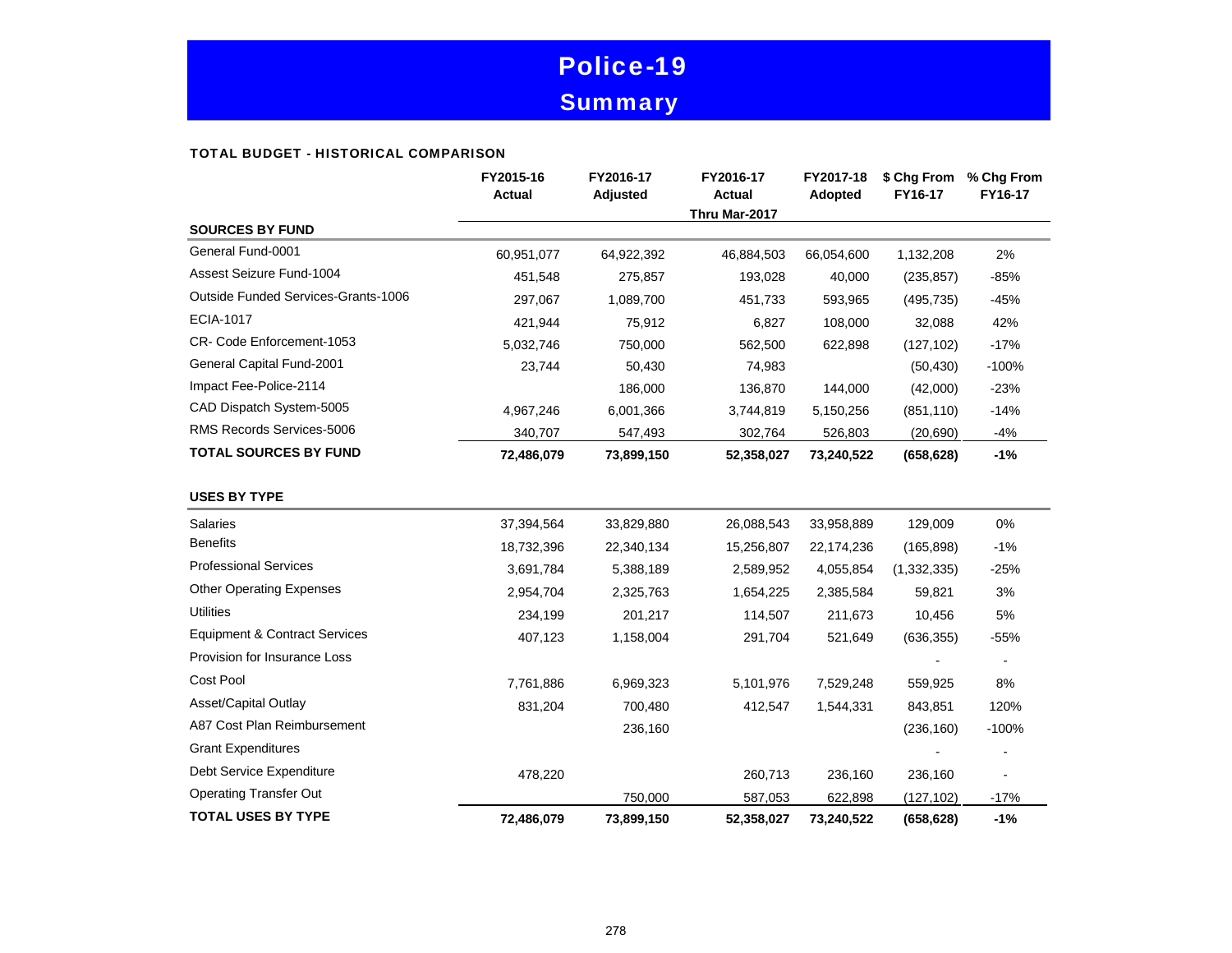# Police-19

## Summary

**TOTAL BUDGET - HISTORICAL COMPARISON**

| | FY2015-16 Actual | FY2016-17 Adjusted | FY2016-17 Actual Thru Mar-2017 | FY2017-18 Adopted | $ Chg From FY16-17 | % Chg From FY16-17 |
|---|---|---|---|---|---|---|
| **SOURCES BY FUND** | | | | | | |
| General Fund-0001 | 60,951,077 | 64,922,392 | 46,884,503 | 66,054,600 | 1,132,208 | 2% |
| Assest Seizure Fund-1004 | 451,548 | 275,857 | 193,028 | 40,000 | (235,857) | -85% |
| Outside Funded Services-Grants-1006 | 297,067 | 1,089,700 | 451,733 | 593,965 | (495,735) | -45% |
| ECIA-1017 | 421,944 | 75,912 | 6,827 | 108,000 | 32,088 | 42% |
| CR- Code Enforcement-1053 | 5,032,746 | 750,000 | 562,500 | 622,898 | (127,102) | -17% |
| General Capital Fund-2001 | 23,744 | 50,430 | 74,983 | | (50,430) | -100% |
| Impact Fee-Police-2114 | | 186,000 | 136,870 | 144,000 | (42,000) | -23% |
| CAD Dispatch System-5005 | 4,967,246 | 6,001,366 | 3,744,819 | 5,150,256 | (851,110) | -14% |
| RMS Records Services-5006 | 340,707 | 547,493 | 302,764 | 526,803 | (20,690) | -4% |
| **TOTAL SOURCES BY FUND** | **72,486,079** | **73,899,150** | **52,358,027** | **73,240,522** | **(658,628)** | **-1%** |
| **USES BY TYPE** | | | | | | |
| Salaries | 37,394,564 | 33,829,880 | 26,088,543 | 33,958,889 | 129,009 | 0% |
| Benefits | 18,732,396 | 22,340,134 | 15,256,807 | 22,174,236 | (165,898) | -1% |
| Professional Services | 3,691,784 | 5,388,189 | 2,589,952 | 4,055,854 | (1,332,335) | -25% |
| Other Operating Expenses | 2,954,704 | 2,325,763 | 1,654,225 | 2,385,584 | 59,821 | 3% |
| Utilities | 234,199 | 201,217 | 114,507 | 211,673 | 10,456 | 5% |
| Equipment & Contract Services | 407,123 | 1,158,004 | 291,704 | 521,649 | (636,355) | -55% |
| Provision for Insurance Loss | | | | | - | - |
| Cost Pool | 7,761,886 | 6,969,323 | 5,101,976 | 7,529,248 | 559,925 | 8% |
| Asset/Capital Outlay | 831,204 | 700,480 | 412,547 | 1,544,331 | 843,851 | 120% |
| A87 Cost Plan Reimbursement | | 236,160 | | | (236,160) | -100% |
| Grant Expenditures | | | | | - | - |
| Debt Service Expenditure | 478,220 | | 260,713 | 236,160 | 236,160 | - |
| Operating Transfer Out | | 750,000 | 587,053 | 622,898 | (127,102) | -17% |
| **TOTAL USES BY TYPE** | **72,486,079** | **73,899,150** | **52,358,027** | **73,240,522** | **(658,628)** | **-1%** |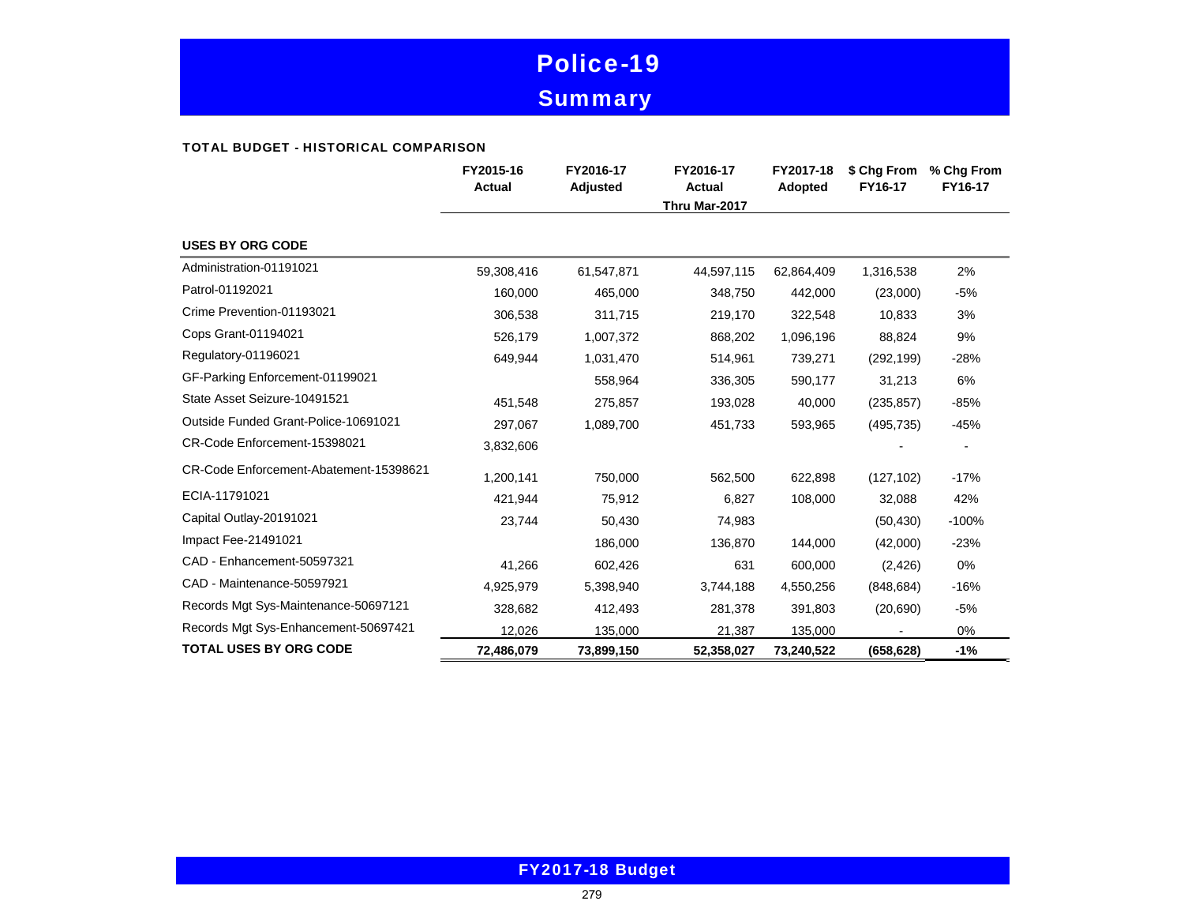# Police-19

## Summary

**TOTAL BUDGET - HISTORICAL COMPARISON**

| | FY2015-16 Actual | FY2016-17 Adjusted | FY2016-17 Actual Thru Mar-2017 | FY2017-18 Adopted | $ Chg From FY16-17 | % Chg From FY16-17 |
|---|---|---|---|---|---|---|
| **USES BY ORG CODE** | | | | | | |
| Administration-01191021 | 59,308,416 | 61,547,871 | 44,597,115 | 62,864,409 | 1,316,538 | 2% |
| Patrol-01192021 | 160,000 | 465,000 | 348,750 | 442,000 | (23,000) | -5% |
| Crime Prevention-01193021 | 306,538 | 311,715 | 219,170 | 322,548 | 10,833 | 3% |
| Cops Grant-01194021 | 526,179 | 1,007,372 | 868,202 | 1,096,196 | 88,824 | 9% |
| Regulatory-01196021 | 649,944 | 1,031,470 | 514,961 | 739,271 | (292,199) | -28% |
| GF-Parking Enforcement-01199021 | | 558,964 | 336,305 | 590,177 | 31,213 | 6% |
| State Asset Seizure-10491521 | 451,548 | 275,857 | 193,028 | 40,000 | (235,857) | -85% |
| Outside Funded Grant-Police-10691021 | 297,067 | 1,089,700 | 451,733 | 593,965 | (495,735) | -45% |
| CR-Code Enforcement-15398021 | 3,832,606 | | | | - | - |
| CR-Code Enforcement-Abatement-15398621 | 1,200,141 | 750,000 | 562,500 | 622,898 | (127,102) | -17% |
| ECIA-11791021 | 421,944 | 75,912 | 6,827 | 108,000 | 32,088 | 42% |
| Capital Outlay-20191021 | 23,744 | 50,430 | 74,983 | | (50,430) | -100% |
| Impact Fee-21491021 | | 186,000 | 136,870 | 144,000 | (42,000) | -23% |
| CAD - Enhancement-50597321 | 41,266 | 602,426 | 631 | 600,000 | (2,426) | 0% |
| CAD - Maintenance-50597921 | 4,925,979 | 5,398,940 | 3,744,188 | 4,550,256 | (848,684) | -16% |
| Records Mgt Sys-Maintenance-50697121 | 328,682 | 412,493 | 281,378 | 391,803 | (20,690) | -5% |
| Records Mgt Sys-Enhancement-50697421 | 12,026 | 135,000 | 21,387 | 135,000 | - | 0% |
| **TOTAL USES BY ORG CODE** | **72,486,079** | **73,899,150** | **52,358,027** | **73,240,522** | **(658,628)** | **-1%** |

FY2017-18 Budget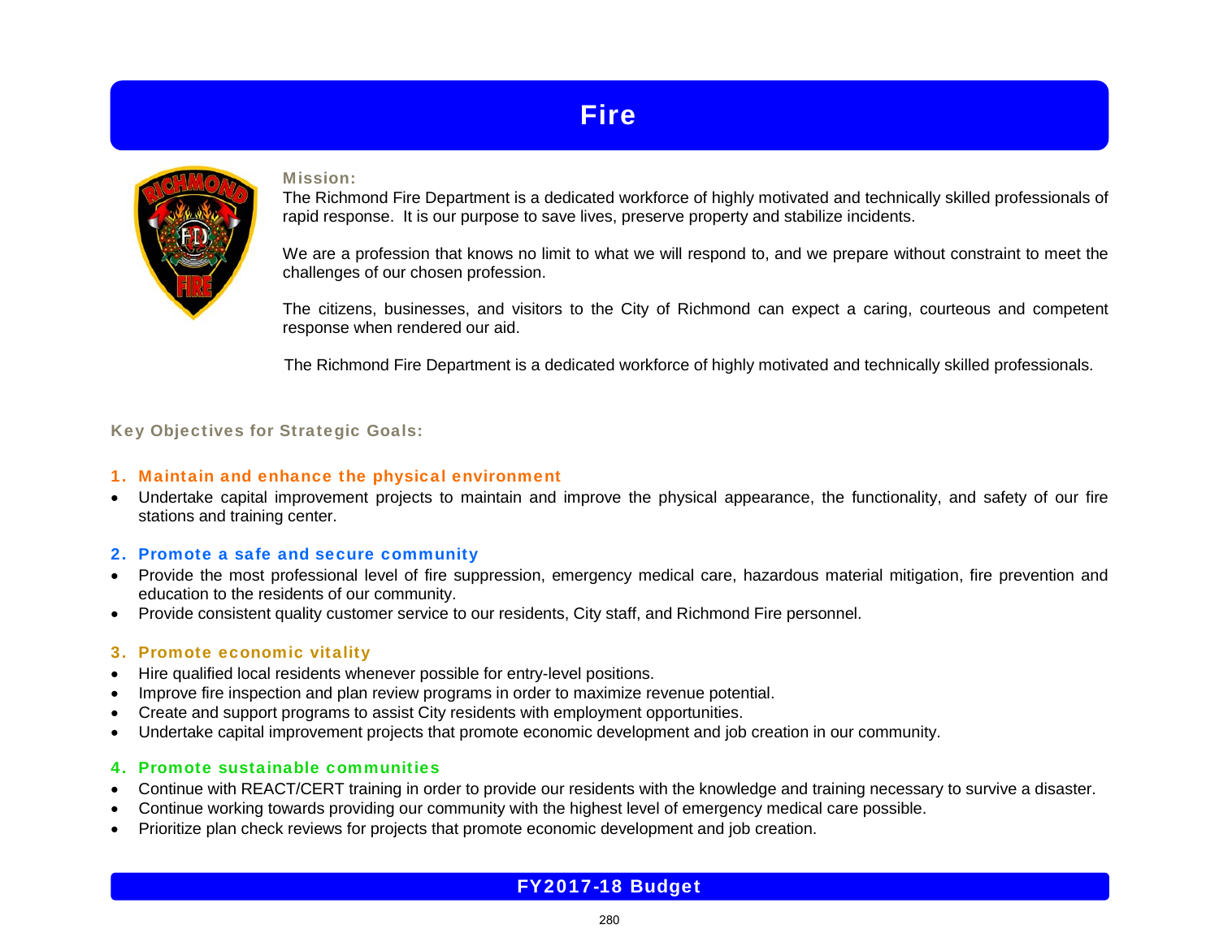# Fire

**Mission:**

The Richmond Fire Department is a dedicated workforce of highly motivated and technically skilled professionals of rapid response. It is our purpose to save lives, preserve property and stabilize incidents.

We are a profession that knows no limit to what we will respond to, and we prepare without constraint to meet the challenges of our chosen profession.

The citizens, businesses, and visitors to the City of Richmond can expect a caring, courteous and competent response when rendered our aid.

The Richmond Fire Department is a dedicated workforce of highly motivated and technically skilled professionals.

## Key Objectives for Strategic Goals:

### 1. Maintain and enhance the physical environment

- Undertake capital improvement projects to maintain and improve the physical appearance, the functionality, and safety of our fire stations and training center.

### 2. Promote a safe and secure community

- Provide the most professional level of fire suppression, emergency medical care, hazardous material mitigation, fire prevention and education to the residents of our community.
- Provide consistent quality customer service to our residents, City staff, and Richmond Fire personnel.

### 3. Promote economic vitality

- Hire qualified local residents whenever possible for entry-level positions.
- Improve fire inspection and plan review programs in order to maximize revenue potential.
- Create and support programs to assist City residents with employment opportunities.
- Undertake capital improvement projects that promote economic development and job creation in our community.

### 4. Promote sustainable communities

- Continue with REACT/CERT training in order to provide our residents with the knowledge and training necessary to survive a disaster.
- Continue working towards providing our community with the highest level of emergency medical care possible.
- Prioritize plan check reviews for projects that promote economic development and job creation.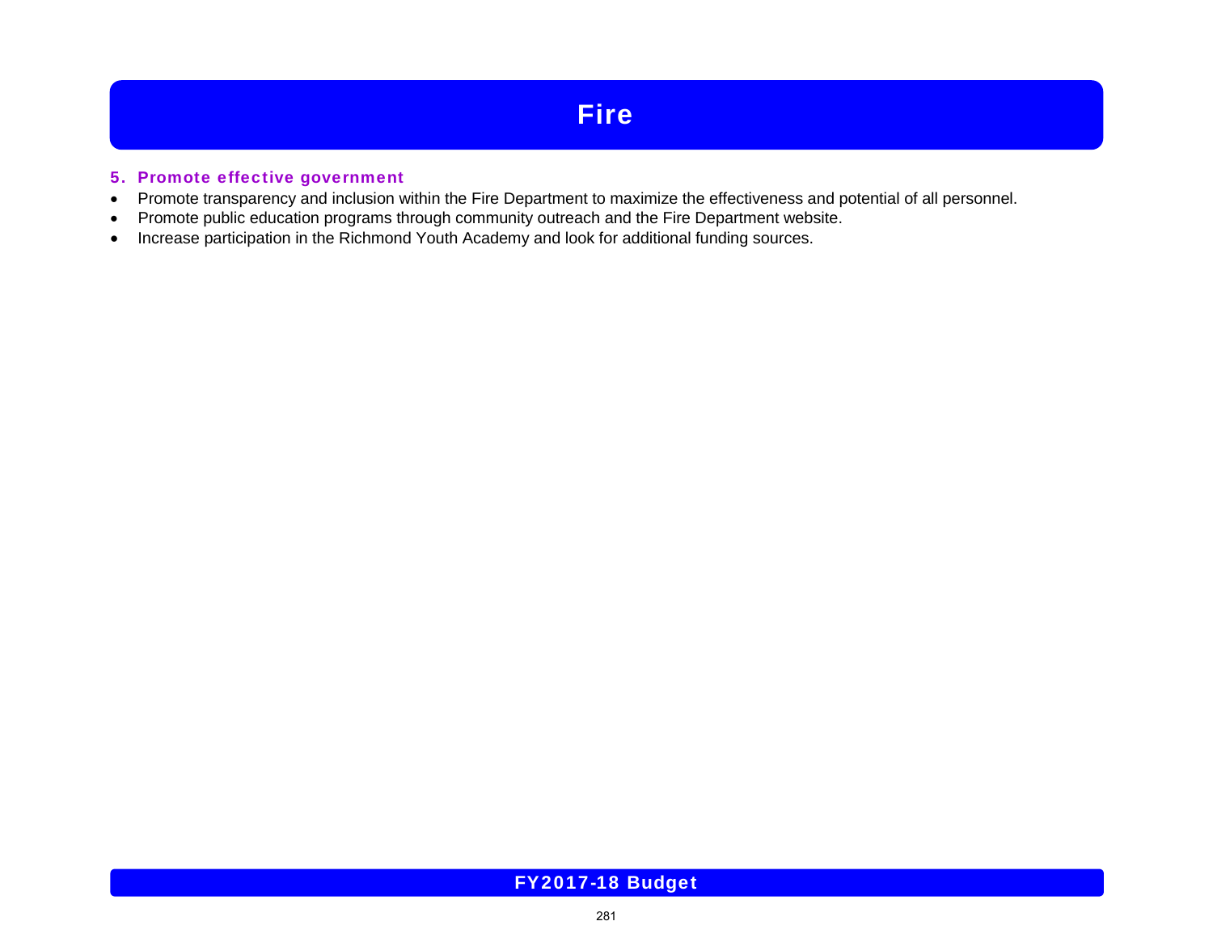# Fire

### 5. Promote effective government

- Promote transparency and inclusion within the Fire Department to maximize the effectiveness and potential of all personnel.
- Promote public education programs through community outreach and the Fire Department website.
- Increase participation in the Richmond Youth Academy and look for additional funding sources.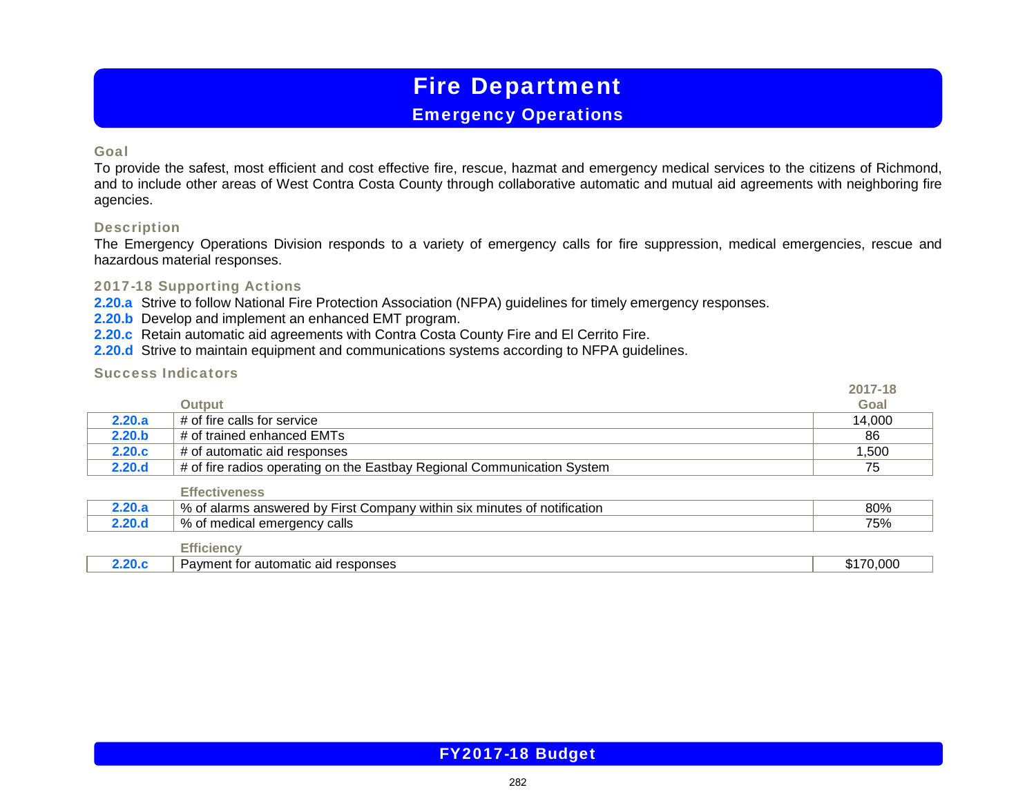# Fire Department

## Emergency Operations

### Goal

To provide the safest, most efficient and cost effective fire, rescue, hazmat and emergency medical services to the citizens of Richmond, and to include other areas of West Contra Costa County through collaborative automatic and mutual aid agreements with neighboring fire agencies.

### Description

The Emergency Operations Division responds to a variety of emergency calls for fire suppression, medical emergencies, rescue and hazardous material responses.

### 2017-18 Supporting Actions

**2.20.a** Strive to follow National Fire Protection Association (NFPA) guidelines for timely emergency responses.
**2.20.b** Develop and implement an enhanced EMT program.
**2.20.c** Retain automatic aid agreements with Contra Costa County Fire and El Cerrito Fire.
**2.20.d** Strive to maintain equipment and communications systems according to NFPA guidelines.

### Success Indicators

| | Output | 2017-18 Goal |
|---|---|---|
| **2.20.a** | # of fire calls for service | 14,000 |
| **2.20.b** | # of trained enhanced EMTs | 86 |
| **2.20.c** | # of automatic aid responses | 1,500 |
| **2.20.d** | # of fire radios operating on the Eastbay Regional Communication System | 75 |

| | Effectiveness | |
|---|---|---|
| **2.20.a** | % of alarms answered by First Company within six minutes of notification | 80% |
| **2.20.d** | % of medical emergency calls | 75% |

| | Efficiency | |
|---|---|---|
| **2.20.c** | Payment for automatic aid responses | $170,000 |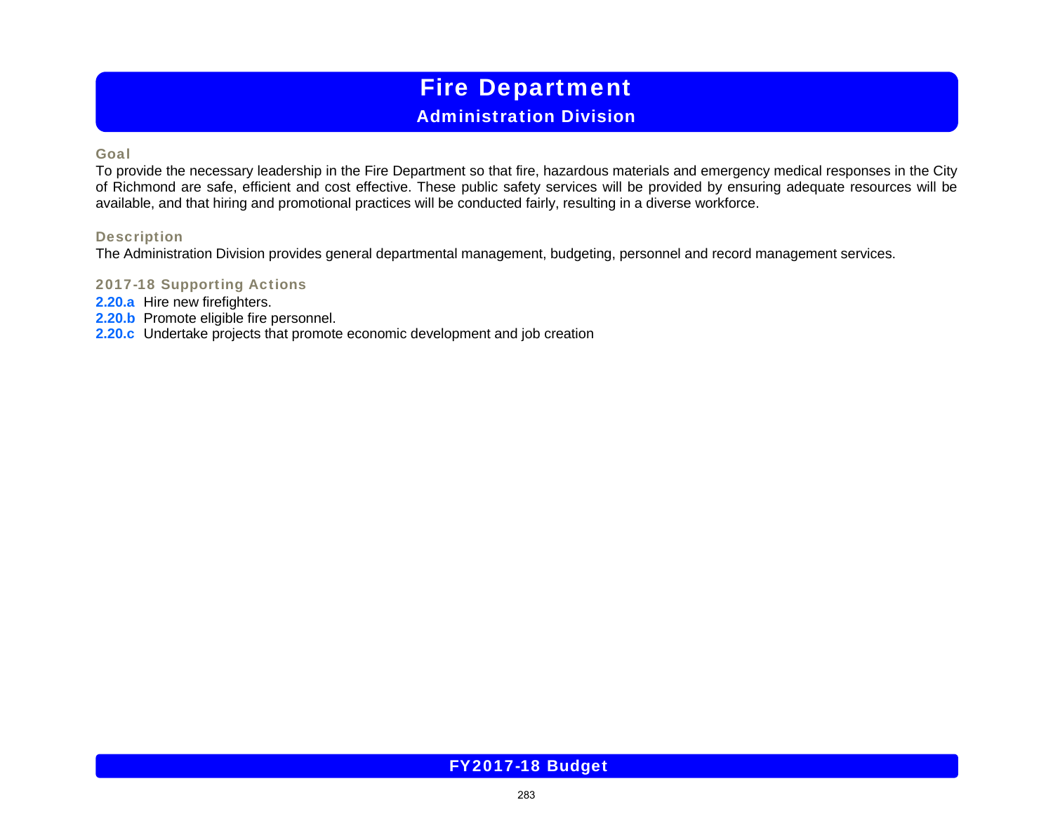# Fire Department

## Administration Division

### Goal

To provide the necessary leadership in the Fire Department so that fire, hazardous materials and emergency medical responses in the City of Richmond are safe, efficient and cost effective. These public safety services will be provided by ensuring adequate resources will be available, and that hiring and promotional practices will be conducted fairly, resulting in a diverse workforce.

### Description

The Administration Division provides general departmental management, budgeting, personnel and record management services.

### 2017-18 Supporting Actions

**2.20.a** Hire new firefighters.
**2.20.b** Promote eligible fire personnel.
**2.20.c** Undertake projects that promote economic development and job creation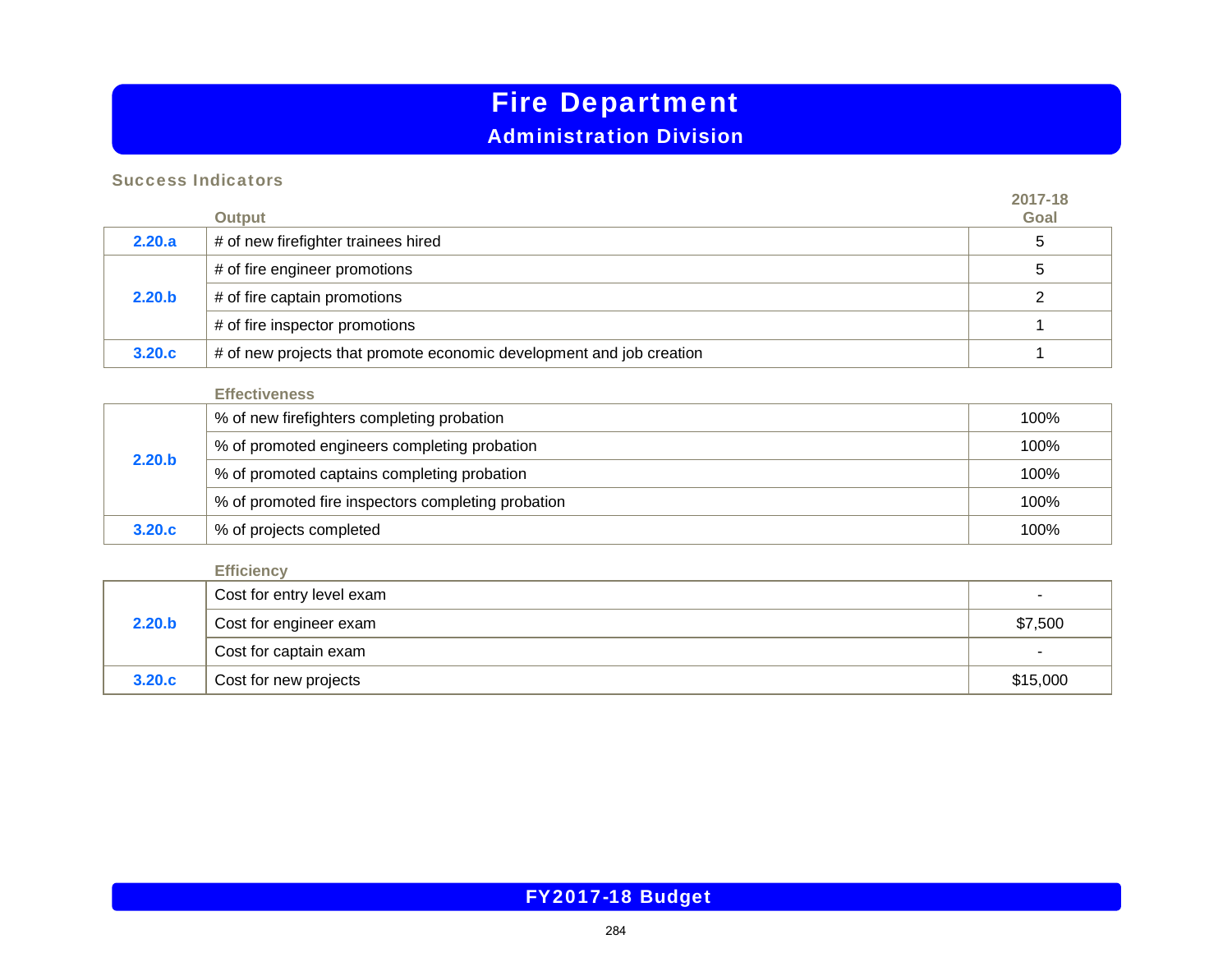# Fire Department

## Administration Division

### Success Indicators

| | Output | 2017-18 Goal |
|---|---|---|
| 2.20.a | # of new firefighter trainees hired | 5 |
| 2.20.b | # of fire engineer promotions | 5 |
| | # of fire captain promotions | 2 |
| | # of fire inspector promotions | 1 |
| 3.20.c | # of new projects that promote economic development and job creation | 1 |

| | Effectiveness | |
|---|---|---|
| 2.20.b | % of new firefighters completing probation | 100% |
| | % of promoted engineers completing probation | 100% |
| | % of promoted captains completing probation | 100% |
| | % of promoted fire inspectors completing probation | 100% |
| 3.20.c | % of projects completed | 100% |

| | Efficiency | |
|---|---|---|
| 2.20.b | Cost for entry level exam | - |
| | Cost for engineer exam | $7,500 |
| | Cost for captain exam | - |
| 3.20.c | Cost for new projects | $15,000 |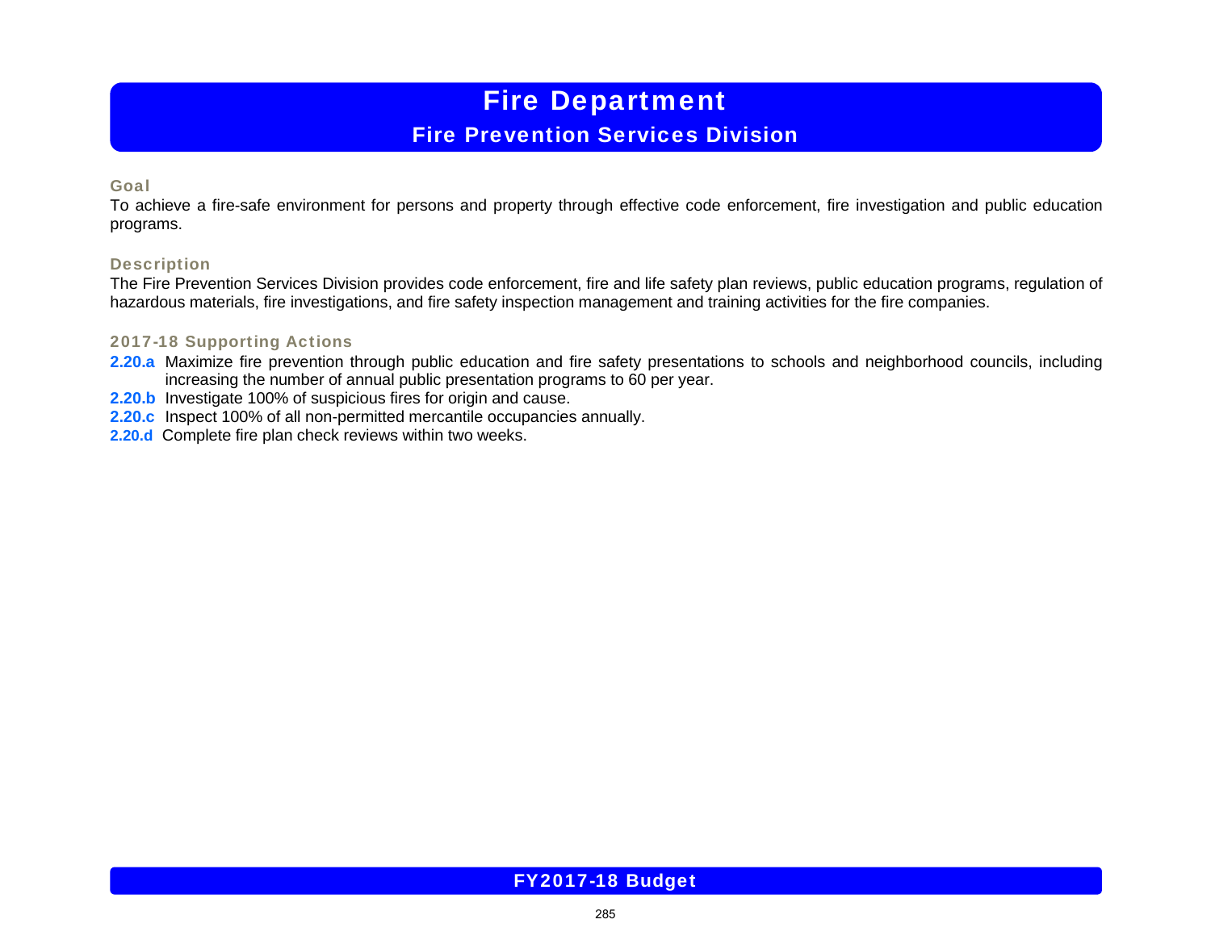# Fire Department

## Fire Prevention Services Division

### Goal

To achieve a fire-safe environment for persons and property through effective code enforcement, fire investigation and public education programs.

### Description

The Fire Prevention Services Division provides code enforcement, fire and life safety plan reviews, public education programs, regulation of hazardous materials, fire investigations, and fire safety inspection management and training activities for the fire companies.

### 2017-18 Supporting Actions

**2.20.a** Maximize fire prevention through public education and fire safety presentations to schools and neighborhood councils, including increasing the number of annual public presentation programs to 60 per year.

**2.20.b** Investigate 100% of suspicious fires for origin and cause.

**2.20.c** Inspect 100% of all non-permitted mercantile occupancies annually.

**2.20.d** Complete fire plan check reviews within two weeks.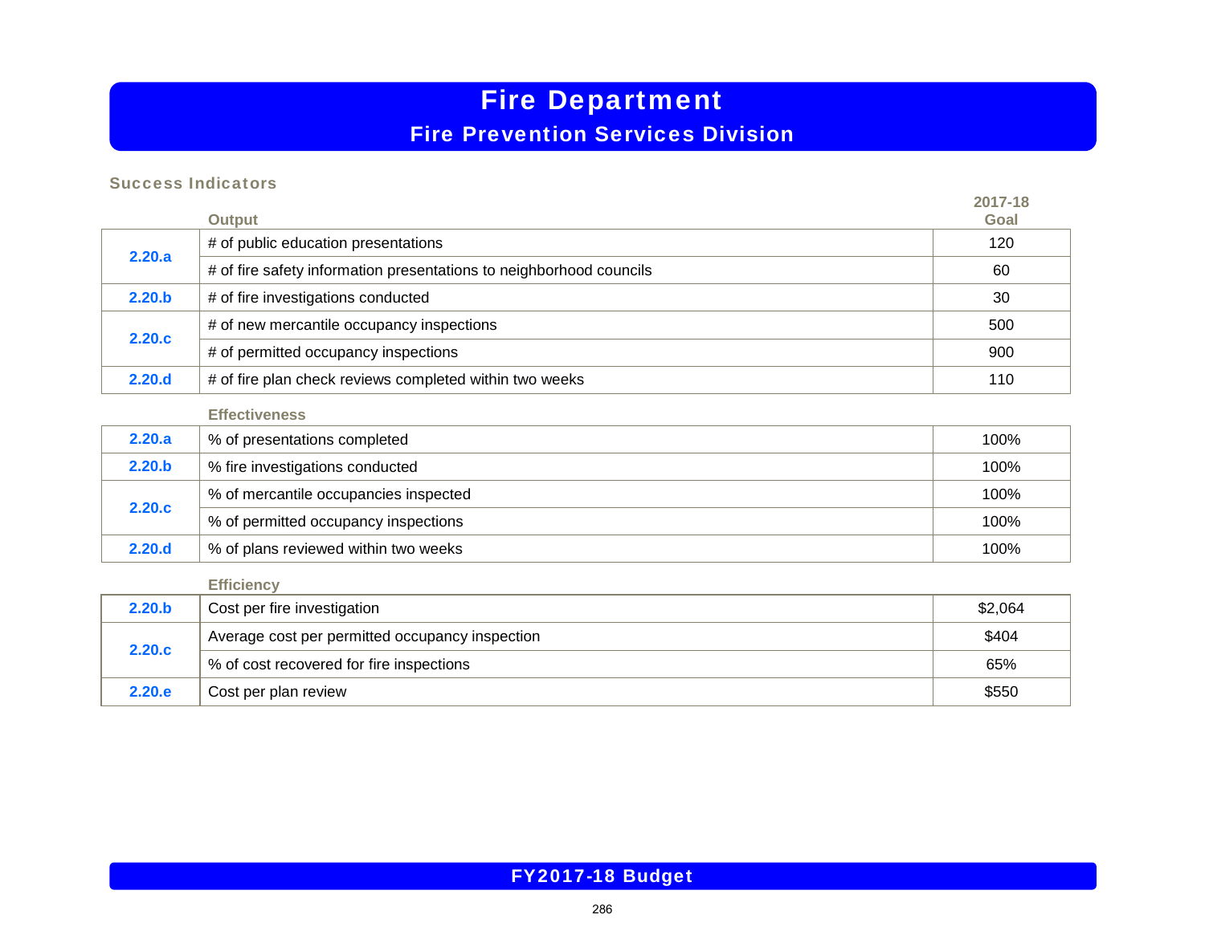# Fire Department

## Fire Prevention Services Division

### Success Indicators

| | Output | 2017-18 Goal |
|---|---|---|
| 2.20.a | # of public education presentations | 120 |
| | # of fire safety information presentations to neighborhood councils | 60 |
| 2.20.b | # of fire investigations conducted | 30 |
| 2.20.c | # of new mercantile occupancy inspections | 500 |
| | # of permitted occupancy inspections | 900 |
| 2.20.d | # of fire plan check reviews completed within two weeks | 110 |

| | Effectiveness | |
|---|---|---|
| 2.20.a | % of presentations completed | 100% |
| 2.20.b | % fire investigations conducted | 100% |
| 2.20.c | % of mercantile occupancies inspected | 100% |
| | % of permitted occupancy inspections | 100% |
| 2.20.d | % of plans reviewed within two weeks | 100% |

| | Efficiency | |
|---|---|---|
| 2.20.b | Cost per fire investigation | $2,064 |
| 2.20.c | Average cost per permitted occupancy inspection | $404 |
| | % of cost recovered for fire inspections | 65% |
| 2.20.e | Cost per plan review | $550 |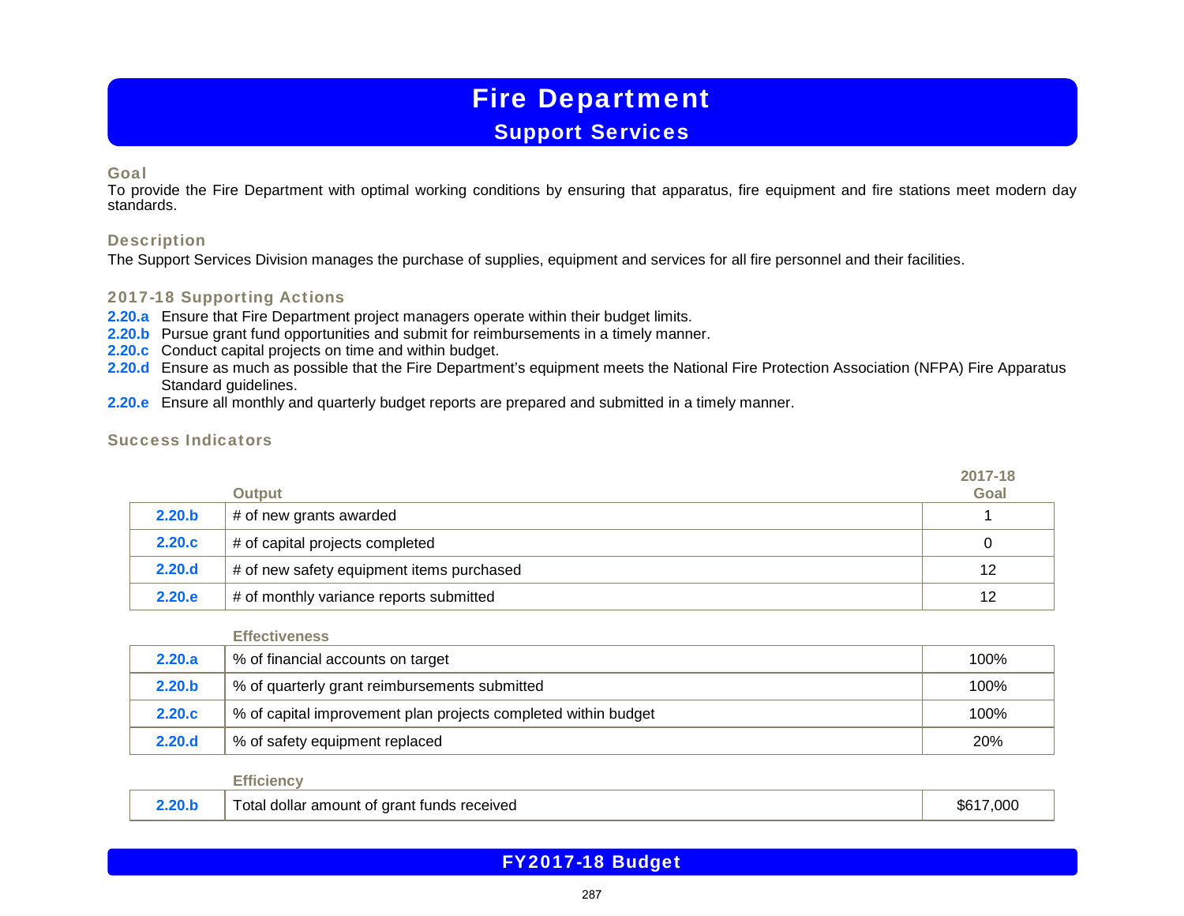# Fire Department

## Support Services

### Goal

To provide the Fire Department with optimal working conditions by ensuring that apparatus, fire equipment and fire stations meet modern day standards.

### Description

The Support Services Division manages the purchase of supplies, equipment and services for all fire personnel and their facilities.

### 2017-18 Supporting Actions

**2.20.a** Ensure that Fire Department project managers operate within their budget limits.
**2.20.b** Pursue grant fund opportunities and submit for reimbursements in a timely manner.
**2.20.c** Conduct capital projects on time and within budget.
**2.20.d** Ensure as much as possible that the Fire Department's equipment meets the National Fire Protection Association (NFPA) Fire Apparatus Standard guidelines.
**2.20.e** Ensure all monthly and quarterly budget reports are prepared and submitted in a timely manner.

### Success Indicators

| | Output | 2017-18 Goal |
|---|---|---|
| **2.20.b** | # of new grants awarded | 1 |
| **2.20.c** | # of capital projects completed | 0 |
| **2.20.d** | # of new safety equipment items purchased | 12 |
| **2.20.e** | # of monthly variance reports submitted | 12 |

| | Effectiveness | |
|---|---|---|
| **2.20.a** | % of financial accounts on target | 100% |
| **2.20.b** | % of quarterly grant reimbursements submitted | 100% |
| **2.20.c** | % of capital improvement plan projects completed within budget | 100% |
| **2.20.d** | % of safety equipment replaced | 20% |

| | Efficiency | |
|---|---|---|
| **2.20.b** | Total dollar amount of grant funds received | $617,000 |

FY2017-18 Budget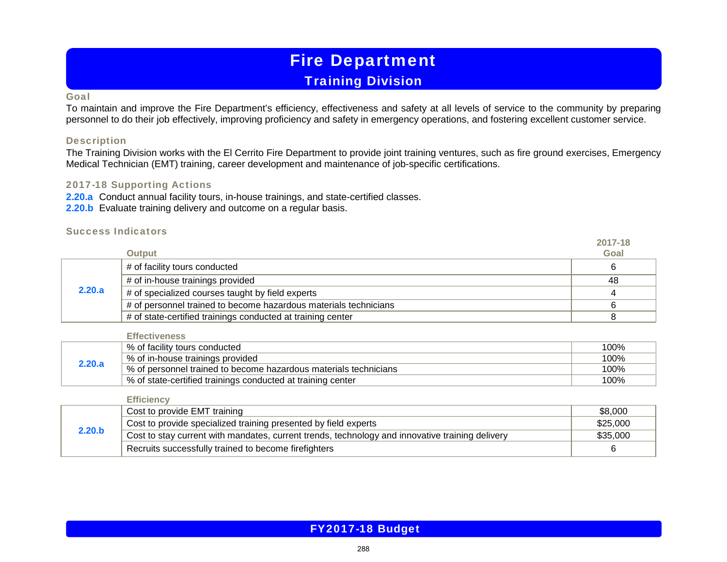# Fire Department

## Training Division

### Goal

To maintain and improve the Fire Department's efficiency, effectiveness and safety at all levels of service to the community by preparing personnel to do their job effectively, improving proficiency and safety in emergency operations, and fostering excellent customer service.

### Description

The Training Division works with the El Cerrito Fire Department to provide joint training ventures, such as fire ground exercises, Emergency Medical Technician (EMT) training, career development and maintenance of job-specific certifications.

### 2017-18 Supporting Actions

**2.20.a** Conduct annual facility tours, in-house trainings, and state-certified classes.
**2.20.b** Evaluate training delivery and outcome on a regular basis.

### Success Indicators

| | Output | 2017-18 Goal |
|---|---|---|
| 2.20.a | # of facility tours conducted | 6 |
| | # of in-house trainings provided | 48 |
| | # of specialized courses taught by field experts | 4 |
| | # of personnel trained to become hazardous materials technicians | 6 |
| | # of state-certified trainings conducted at training center | 8 |

| | Effectiveness | |
|---|---|---|
| 2.20.a | % of facility tours conducted | 100% |
| | % of in-house trainings provided | 100% |
| | % of personnel trained to become hazardous materials technicians | 100% |
| | % of state-certified trainings conducted at training center | 100% |

| | Efficiency | |
|---|---|---|
| 2.20.b | Cost to provide EMT training | $8,000 |
| | Cost to provide specialized training presented by field experts | $25,000 |
| | Cost to stay current with mandates, current trends, technology and innovative training delivery | $35,000 |
| | Recruits successfully trained to become firefighters | 6 |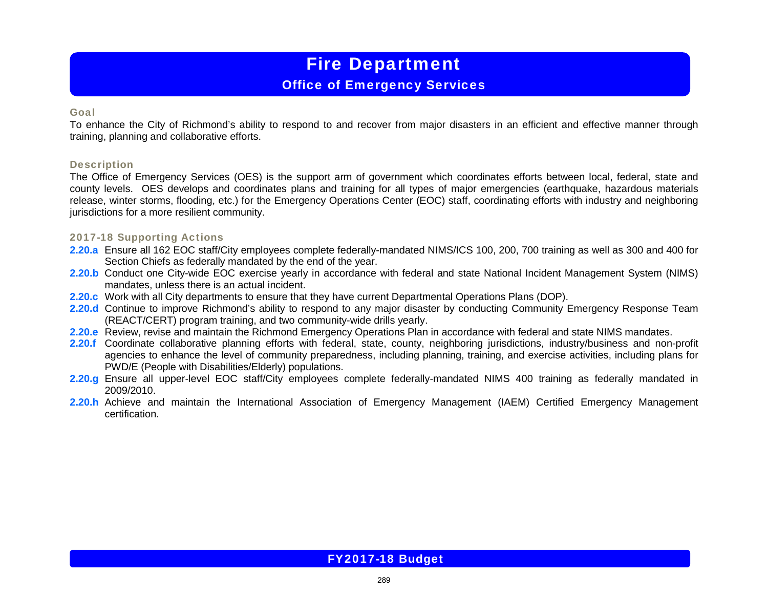# Fire Department

## Office of Emergency Services

### Goal

To enhance the City of Richmond's ability to respond to and recover from major disasters in an efficient and effective manner through training, planning and collaborative efforts.

### Description

The Office of Emergency Services (OES) is the support arm of government which coordinates efforts between local, federal, state and county levels. OES develops and coordinates plans and training for all types of major emergencies (earthquake, hazardous materials release, winter storms, flooding, etc.) for the Emergency Operations Center (EOC) staff, coordinating efforts with industry and neighboring jurisdictions for a more resilient community.

### 2017-18 Supporting Actions

**2.20.a** Ensure all 162 EOC staff/City employees complete federally-mandated NIMS/ICS 100, 200, 700 training as well as 300 and 400 for Section Chiefs as federally mandated by the end of the year.

**2.20.b** Conduct one City-wide EOC exercise yearly in accordance with federal and state National Incident Management System (NIMS) mandates, unless there is an actual incident.

**2.20.c** Work with all City departments to ensure that they have current Departmental Operations Plans (DOP).

**2.20.d** Continue to improve Richmond's ability to respond to any major disaster by conducting Community Emergency Response Team (REACT/CERT) program training, and two community-wide drills yearly.

**2.20.e** Review, revise and maintain the Richmond Emergency Operations Plan in accordance with federal and state NIMS mandates.

**2.20.f** Coordinate collaborative planning efforts with federal, state, county, neighboring jurisdictions, industry/business and non-profit agencies to enhance the level of community preparedness, including planning, training, and exercise activities, including plans for PWD/E (People with Disabilities/Elderly) populations.

**2.20.g** Ensure all upper-level EOC staff/City employees complete federally-mandated NIMS 400 training as federally mandated in 2009/2010.

**2.20.h** Achieve and maintain the International Association of Emergency Management (IAEM) Certified Emergency Management certification.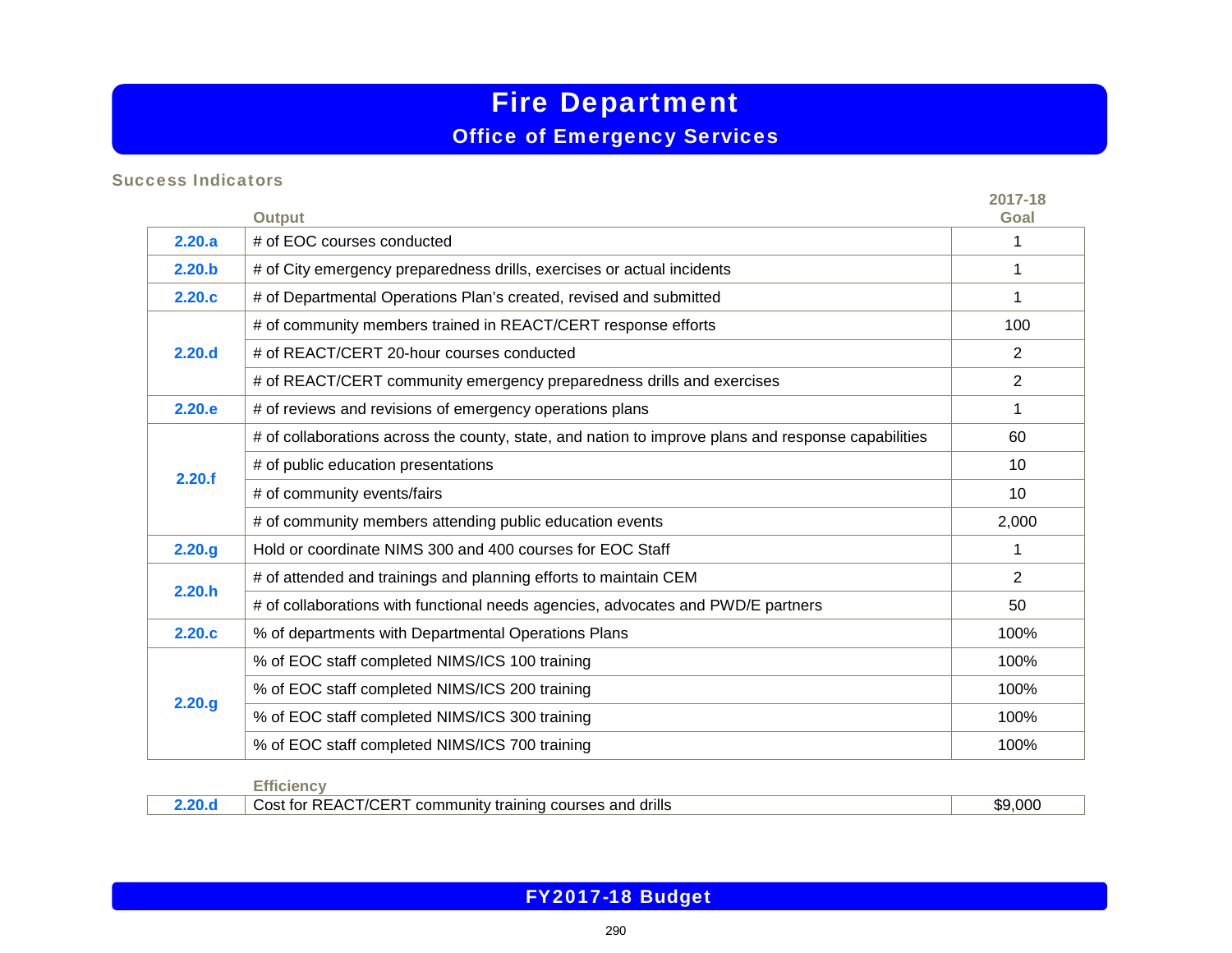# Fire Department

## Office of Emergency Services

### Success Indicators

| | Output | 2017-18 Goal |
|---|---|---|
| 2.20.a | # of EOC courses conducted | 1 |
| 2.20.b | # of City emergency preparedness drills, exercises or actual incidents | 1 |
| 2.20.c | # of Departmental Operations Plan's created, revised and submitted | 1 |
| 2.20.d | # of community members trained in REACT/CERT response efforts | 100 |
| | # of REACT/CERT 20-hour courses conducted | 2 |
| | # of REACT/CERT community emergency preparedness drills and exercises | 2 |
| 2.20.e | # of reviews and revisions of emergency operations plans | 1 |
| 2.20.f | # of collaborations across the county, state, and nation to improve plans and response capabilities | 60 |
| | # of public education presentations | 10 |
| | # of community events/fairs | 10 |
| | # of community members attending public education events | 2,000 |
| 2.20.g | Hold or coordinate NIMS 300 and 400 courses for EOC Staff | 1 |
| 2.20.h | # of attended and trainings and planning efforts to maintain CEM | 2 |
| | # of collaborations with functional needs agencies, advocates and PWD/E partners | 50 |
| 2.20.c | % of departments with Departmental Operations Plans | 100% |
| 2.20.g | % of EOC staff completed NIMS/ICS 100 training | 100% |
| | % of EOC staff completed NIMS/ICS 200 training | 100% |
| | % of EOC staff completed NIMS/ICS 300 training | 100% |
| | % of EOC staff completed NIMS/ICS 700 training | 100% |

| | Efficiency | |
|---|---|---|
| 2.20.d | Cost for REACT/CERT community training courses and drills | $9,000 |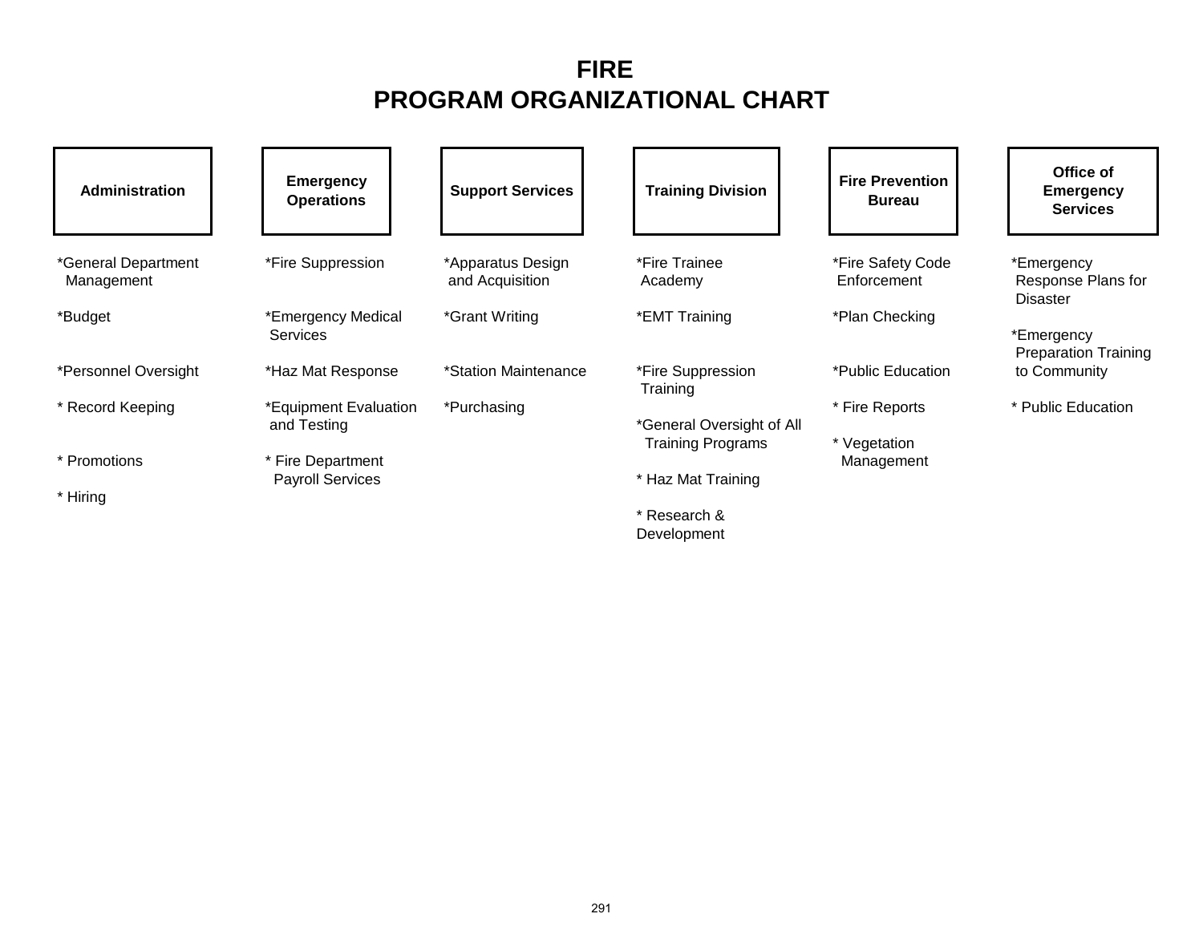# FIRE
# PROGRAM ORGANIZATIONAL CHART

### Administration

*General Department Management

*Budget

*Personnel Oversight

* Record Keeping

* Promotions

* Hiring

### Emergency Operations

*Fire Suppression

*Emergency Medical Services

*Haz Mat Response

*Equipment Evaluation and Testing

* Fire Department Payroll Services

### Support Services

*Apparatus Design and Acquisition

*Grant Writing

*Station Maintenance

*Purchasing

### Training Division

*Fire Trainee Academy

*EMT Training

*Fire Suppression Training

*General Oversight of All Training Programs

* Haz Mat Training

* Research & Development

### Fire Prevention Bureau

*Fire Safety Code Enforcement

*Plan Checking

*Public Education

* Fire Reports

* Vegetation Management

### Office of Emergency Services

*Emergency Response Plans for Disaster

*Emergency Preparation Training to Community

* Public Education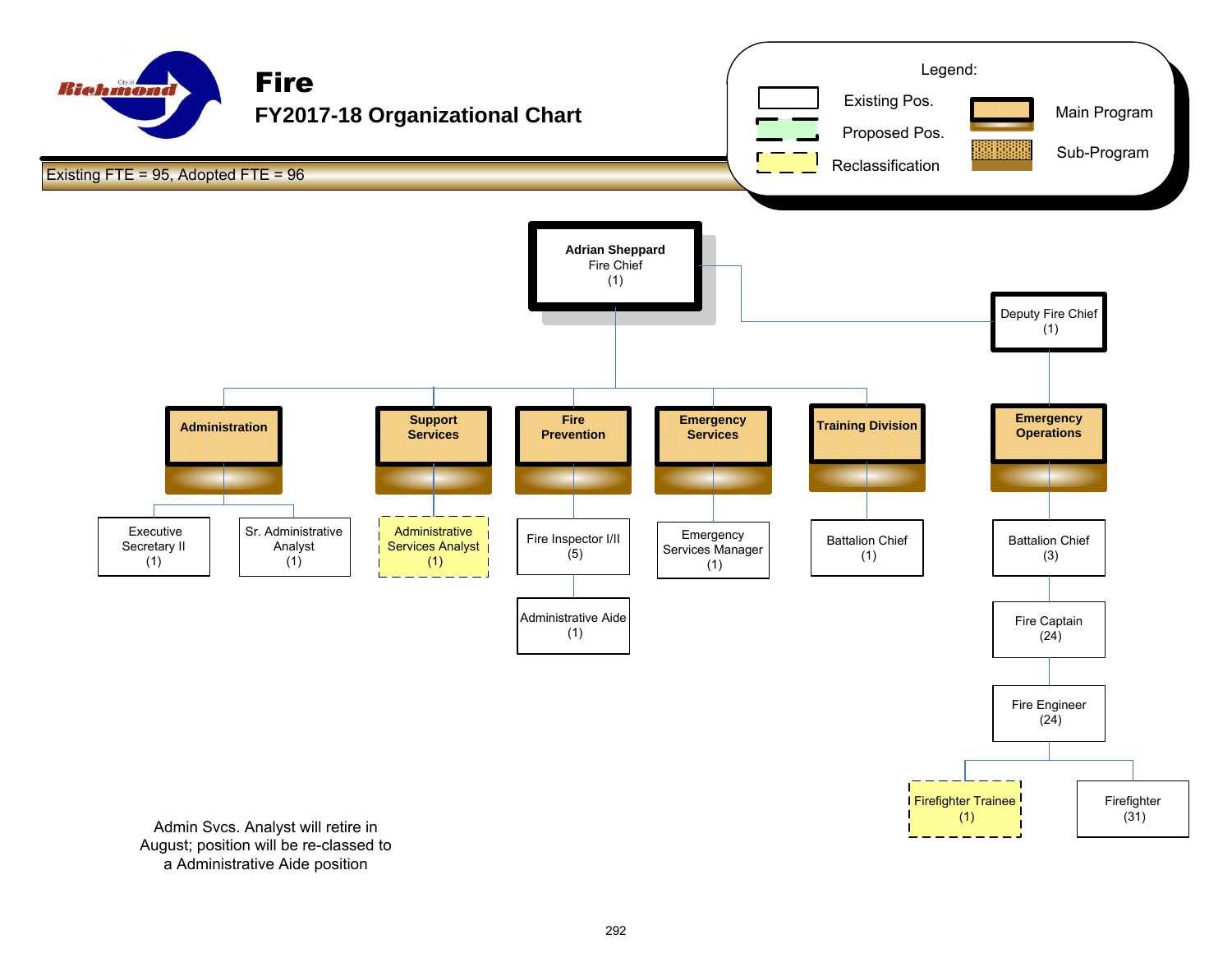# Fire

## FY2017-18 Organizational Chart

Existing FTE = 95, Adopted FTE = 96

Legend:
- Existing Pos.
- Proposed Pos.
- Reclassification
- Main Program
- Sub-Program

**Adrian Sheppard**
Fire Chief
(1)

Deputy Fire Chief
(1)

**Administration**
- Executive Secretary II (1)
- Sr. Administrative Analyst (1)

**Support Services**
- Administrative Services Analyst (1)

**Fire Prevention**
- Fire Inspector I/II (5)
- Administrative Aide (1)

**Emergency Services**
- Emergency Services Manager (1)

**Training Division**
- Battalion Chief (1)

**Emergency Operations**
- Battalion Chief (3)
- Fire Captain (24)
- Fire Engineer (24)
- Firefighter Trainee (1)
- Firefighter (31)

Admin Svcs. Analyst will retire in August; position will be re-classed to a Administrative Aide position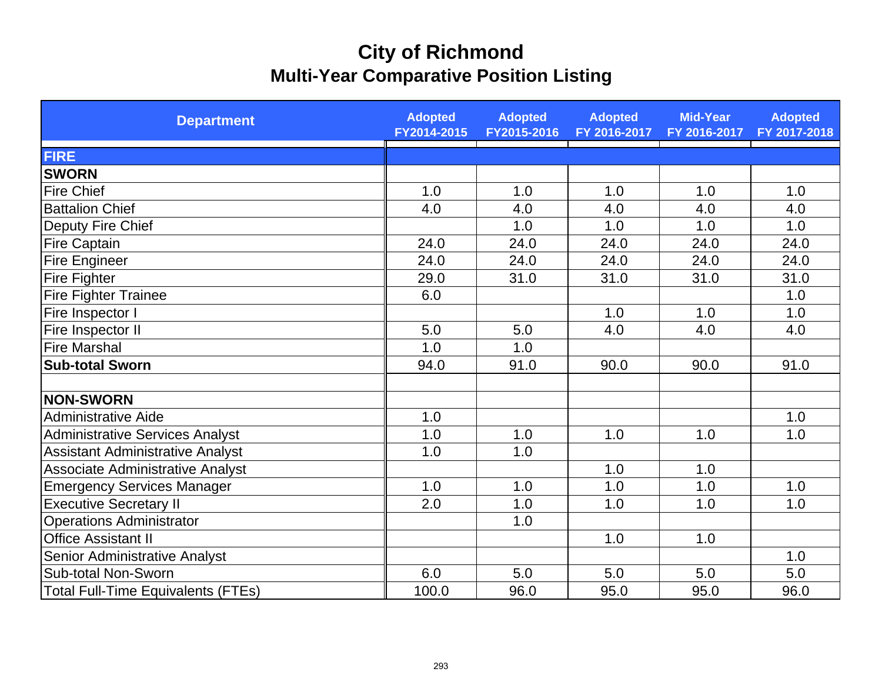# City of Richmond
## Multi-Year Comparative Position Listing

| Department | Adopted FY2014-2015 | Adopted FY2015-2016 | Adopted FY 2016-2017 | Mid-Year FY 2016-2017 | Adopted FY 2017-2018 |
|---|---|---|---|---|---|
| **FIRE** | | | | | |
| **SWORN** | | | | | |
| Fire Chief | 1.0 | 1.0 | 1.0 | 1.0 | 1.0 |
| Battalion Chief | 4.0 | 4.0 | 4.0 | 4.0 | 4.0 |
| Deputy Fire Chief | | 1.0 | 1.0 | 1.0 | 1.0 |
| Fire Captain | 24.0 | 24.0 | 24.0 | 24.0 | 24.0 |
| Fire Engineer | 24.0 | 24.0 | 24.0 | 24.0 | 24.0 |
| Fire Fighter | 29.0 | 31.0 | 31.0 | 31.0 | 31.0 |
| Fire Fighter Trainee | 6.0 | | | | 1.0 |
| Fire Inspector I | | | 1.0 | 1.0 | 1.0 |
| Fire Inspector II | 5.0 | 5.0 | 4.0 | 4.0 | 4.0 |
| Fire Marshal | 1.0 | 1.0 | | | |
| **Sub-total Sworn** | 94.0 | 91.0 | 90.0 | 90.0 | 91.0 |
| | | | | | |
| **NON-SWORN** | | | | | |
| Administrative Aide | 1.0 | | | | 1.0 |
| Administrative Services Analyst | 1.0 | 1.0 | 1.0 | 1.0 | 1.0 |
| Assistant Administrative Analyst | 1.0 | 1.0 | | | |
| Associate Administrative Analyst | | | 1.0 | 1.0 | |
| Emergency Services Manager | 1.0 | 1.0 | 1.0 | 1.0 | 1.0 |
| Executive Secretary II | 2.0 | 1.0 | 1.0 | 1.0 | 1.0 |
| Operations Administrator | | 1.0 | | | |
| Office Assistant II | | | 1.0 | 1.0 | |
| Senior Administrative Analyst | | | | | 1.0 |
| Sub-total Non-Sworn | 6.0 | 5.0 | 5.0 | 5.0 | 5.0 |
| Total Full-Time Equivalents (FTEs) | 100.0 | 96.0 | 95.0 | 95.0 | 96.0 |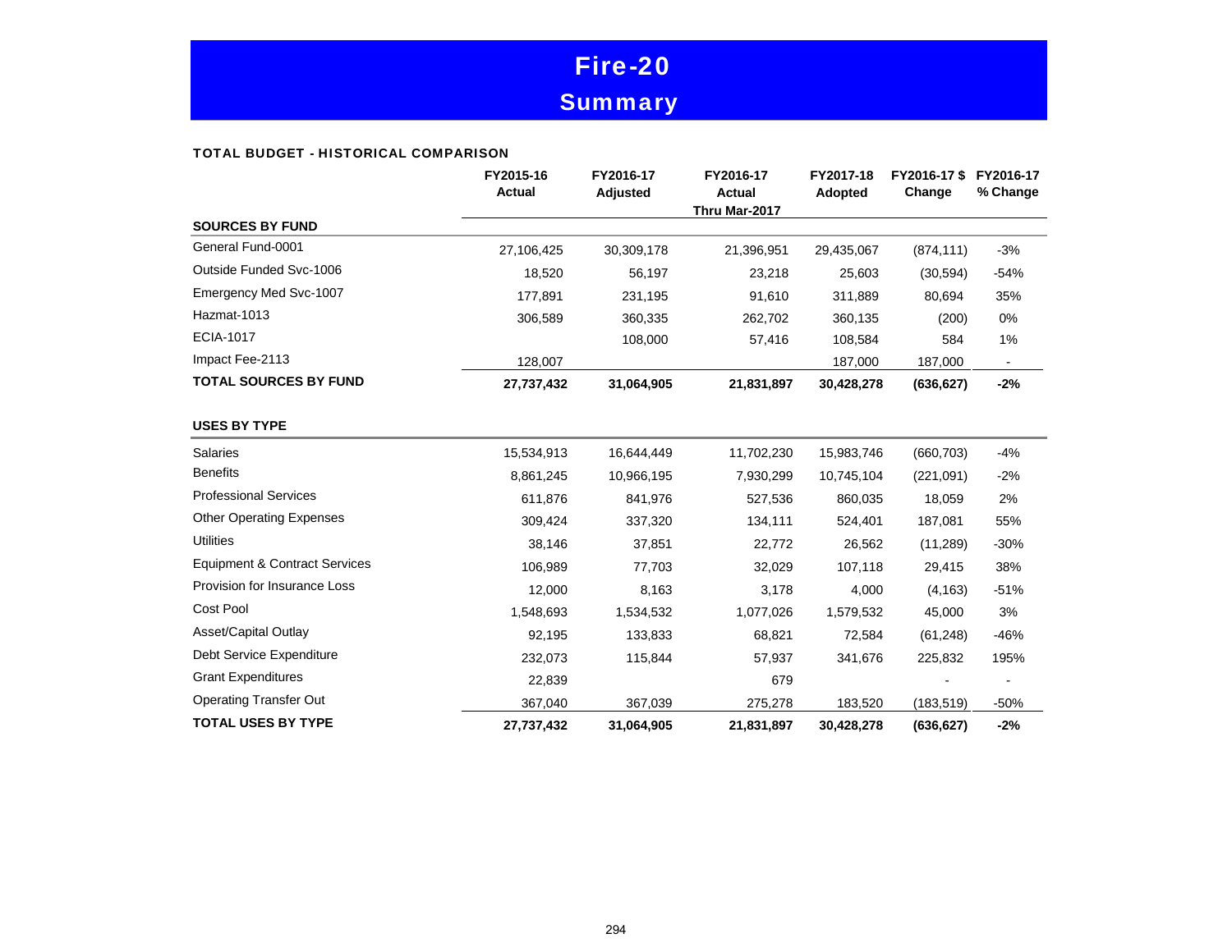# Fire-20

## Summary

**TOTAL BUDGET - HISTORICAL COMPARISON**

| | FY2015-16 Actual | FY2016-17 Adjusted | FY2016-17 Actual Thru Mar-2017 | FY2017-18 Adopted | FY2016-17 $ Change | FY2016-17 % Change |
|---|---|---|---|---|---|---|
| **SOURCES BY FUND** | | | | | | |
| General Fund-0001 | 27,106,425 | 30,309,178 | 21,396,951 | 29,435,067 | (874,111) | -3% |
| Outside Funded Svc-1006 | 18,520 | 56,197 | 23,218 | 25,603 | (30,594) | -54% |
| Emergency Med Svc-1007 | 177,891 | 231,195 | 91,610 | 311,889 | 80,694 | 35% |
| Hazmat-1013 | 306,589 | 360,335 | 262,702 | 360,135 | (200) | 0% |
| ECIA-1017 | | 108,000 | 57,416 | 108,584 | 584 | 1% |
| Impact Fee-2113 | 128,007 | | | 187,000 | 187,000 | - |
| **TOTAL SOURCES BY FUND** | **27,737,432** | **31,064,905** | **21,831,897** | **30,428,278** | **(636,627)** | **-2%** |
| | | | | | | |
| **USES BY TYPE** | | | | | | |
| Salaries | 15,534,913 | 16,644,449 | 11,702,230 | 15,983,746 | (660,703) | -4% |
| Benefits | 8,861,245 | 10,966,195 | 7,930,299 | 10,745,104 | (221,091) | -2% |
| Professional Services | 611,876 | 841,976 | 527,536 | 860,035 | 18,059 | 2% |
| Other Operating Expenses | 309,424 | 337,320 | 134,111 | 524,401 | 187,081 | 55% |
| Utilities | 38,146 | 37,851 | 22,772 | 26,562 | (11,289) | -30% |
| Equipment & Contract Services | 106,989 | 77,703 | 32,029 | 107,118 | 29,415 | 38% |
| Provision for Insurance Loss | 12,000 | 8,163 | 3,178 | 4,000 | (4,163) | -51% |
| Cost Pool | 1,548,693 | 1,534,532 | 1,077,026 | 1,579,532 | 45,000 | 3% |
| Asset/Capital Outlay | 92,195 | 133,833 | 68,821 | 72,584 | (61,248) | -46% |
| Debt Service Expenditure | 232,073 | 115,844 | 57,937 | 341,676 | 225,832 | 195% |
| Grant Expenditures | 22,839 | | 679 | | - | - |
| Operating Transfer Out | 367,040 | 367,039 | 275,278 | 183,520 | (183,519) | -50% |
| **TOTAL USES BY TYPE** | **27,737,432** | **31,064,905** | **21,831,897** | **30,428,278** | **(636,627)** | **-2%** |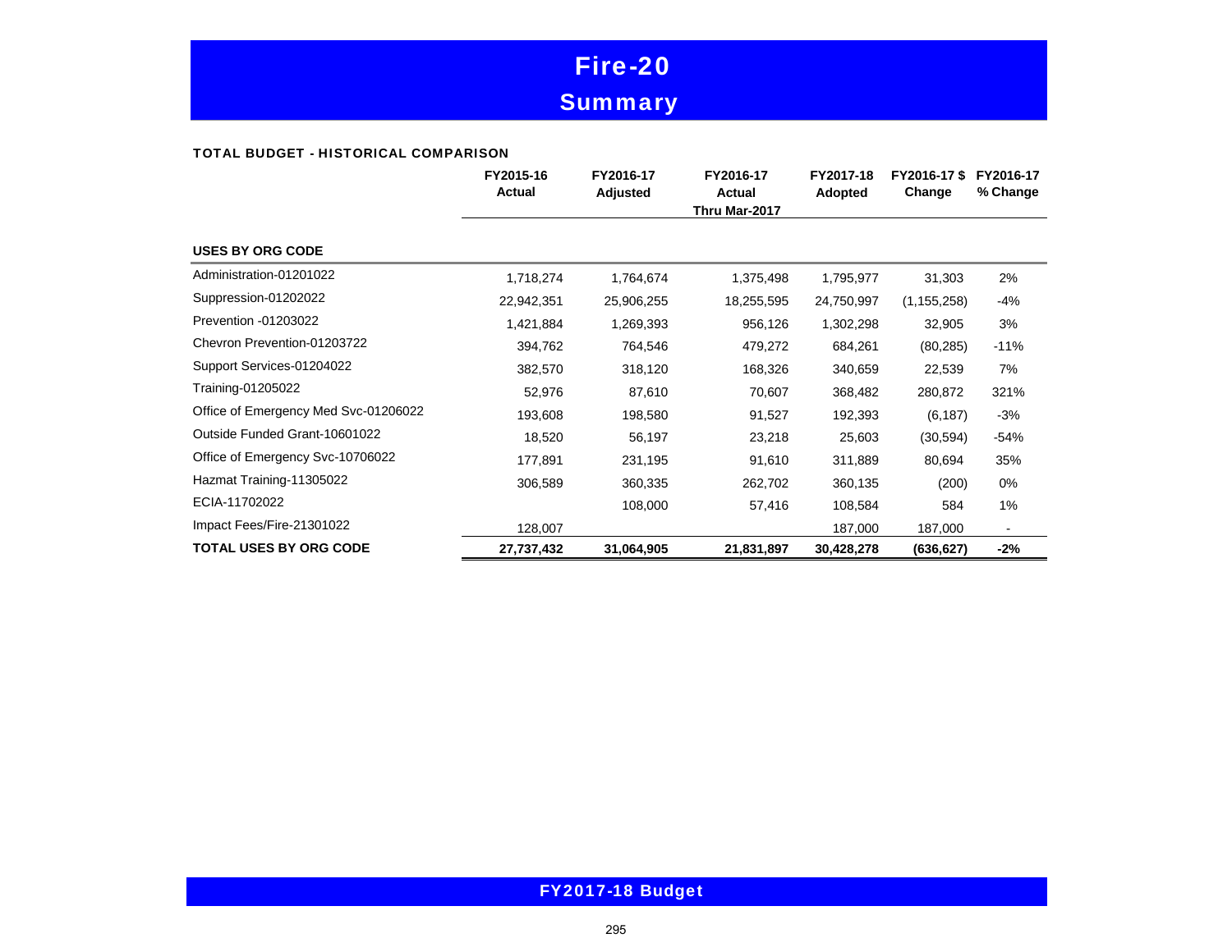# Fire-20

## Summary

**TOTAL BUDGET - HISTORICAL COMPARISON**

| | FY2015-16 Actual | FY2016-17 Adjusted | FY2016-17 Actual Thru Mar-2017 | FY2017-18 Adopted | FY2016-17 $ Change | FY2016-17 % Change |
|---|---|---|---|---|---|---|
| **USES BY ORG CODE** | | | | | | |
| Administration-01201022 | 1,718,274 | 1,764,674 | 1,375,498 | 1,795,977 | 31,303 | 2% |
| Suppression-01202022 | 22,942,351 | 25,906,255 | 18,255,595 | 24,750,997 | (1,155,258) | -4% |
| Prevention -01203022 | 1,421,884 | 1,269,393 | 956,126 | 1,302,298 | 32,905 | 3% |
| Chevron Prevention-01203722 | 394,762 | 764,546 | 479,272 | 684,261 | (80,285) | -11% |
| Support Services-01204022 | 382,570 | 318,120 | 168,326 | 340,659 | 22,539 | 7% |
| Training-01205022 | 52,976 | 87,610 | 70,607 | 368,482 | 280,872 | 321% |
| Office of Emergency Med Svc-01206022 | 193,608 | 198,580 | 91,527 | 192,393 | (6,187) | -3% |
| Outside Funded Grant-10601022 | 18,520 | 56,197 | 23,218 | 25,603 | (30,594) | -54% |
| Office of Emergency Svc-10706022 | 177,891 | 231,195 | 91,610 | 311,889 | 80,694 | 35% |
| Hazmat Training-11305022 | 306,589 | 360,335 | 262,702 | 360,135 | (200) | 0% |
| ECIA-11702022 | | 108,000 | 57,416 | 108,584 | 584 | 1% |
| Impact Fees/Fire-21301022 | 128,007 | | | 187,000 | 187,000 | - |
| **TOTAL USES BY ORG CODE** | **27,737,432** | **31,064,905** | **21,831,897** | **30,428,278** | **(636,627)** | **-2%** |

FY2017-18 Budget